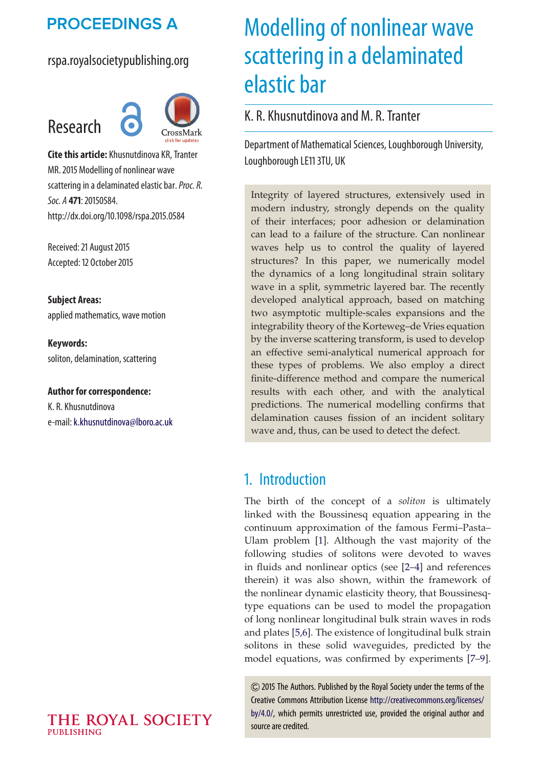# Modelling of nonlinear wave scattering in a delaminated elastic bar

K. R. Khusnutdinova and M. R. Tranter

Department of Mathematical Sciences, Loughborough University, Loughborough LE11 3TU, UK

**Research**

**Cite this article:** Khusnutdinova KR, Tranter MR. 2015 Modelling of nonlinear wave scattering in a delaminated elastic bar. *Proc. R. Soc. A* **471**: 20150584. http://dx.doi.org/10.1098/rspa.2015.0584

Received: 21 August 2015
Accepted: 12 October 2015

**Subject Areas:**
applied mathematics, wave motion

**Keywords:**
soliton, delamination, scattering

**Author for correspondence:**
K. R. Khusnutdinova
e-mail: k.khusnutdinova@lboro.ac.uk

Integrity of layered structures, extensively used in modern industry, strongly depends on the quality of their interfaces; poor adhesion or delamination can lead to a failure of the structure. Can nonlinear waves help us to control the quality of layered structures? In this paper, we numerically model the dynamics of a long longitudinal strain solitary wave in a split, symmetric layered bar. The recently developed analytical approach, based on matching two asymptotic multiple-scales expansions and the integrability theory of the Korteweg–de Vries equation by the inverse scattering transform, is used to develop an effective semi-analytical numerical approach for these types of problems. We also employ a direct finite-difference method and compare the numerical results with each other, and with the analytical predictions. The numerical modelling confirms that delamination causes fission of an incident solitary wave and, thus, can be used to detect the defect.

## 1. Introduction

The birth of the concept of a *soliton* is ultimately linked with the Boussinesq equation appearing in the continuum approximation of the famous Fermi–Pasta–Ulam problem [1]. Although the vast majority of the following studies of solitons were devoted to waves in fluids and nonlinear optics (see [2–4] and references therein) it was also shown, within the framework of the nonlinear dynamic elasticity theory, that Boussinesq-type equations can be used to model the propagation of long nonlinear longitudinal bulk strain waves in rods and plates [5,6]. The existence of longitudinal bulk strain solitons in these solid waveguides, predicted by the model equations, was confirmed by experiments [7–9].

© 2015 The Authors. Published by the Royal Society under the terms of the Creative Commons Attribution License http://creativecommons.org/licenses/by/4.0/, which permits unrestricted use, provided the original author and source are credited.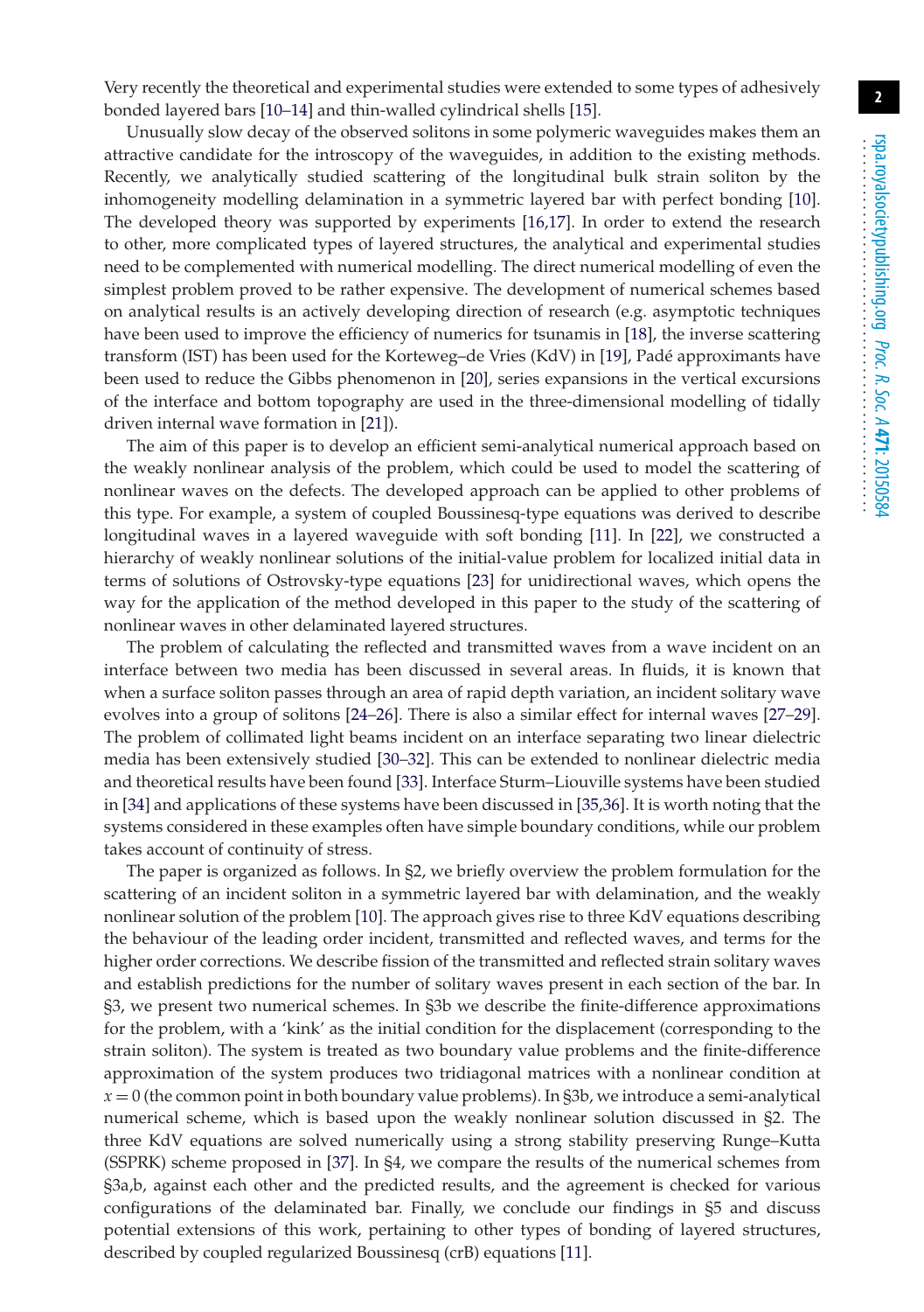Very recently the theoretical and experimental studies were extended to some types of adhesively bonded layered bars [10–14] and thin-walled cylindrical shells [15].

Unusually slow decay of the observed solitons in some polymeric waveguides makes them an attractive candidate for the introscopy of the waveguides, in addition to the existing methods. Recently, we analytically studied scattering of the longitudinal bulk strain soliton by the inhomogeneity modelling delamination in a symmetric layered bar with perfect bonding [10]. The developed theory was supported by experiments [16,17]. In order to extend the research to other, more complicated types of layered structures, the analytical and experimental studies need to be complemented with numerical modelling. The direct numerical modelling of even the simplest problem proved to be rather expensive. The development of numerical schemes based on analytical results is an actively developing direction of research (e.g. asymptotic techniques have been used to improve the efficiency of numerics for tsunamis in [18], the inverse scattering transform (IST) has been used for the Korteweg–de Vries (KdV) in [19], Padé approximants have been used to reduce the Gibbs phenomenon in [20], series expansions in the vertical excursions of the interface and bottom topography are used in the three-dimensional modelling of tidally driven internal wave formation in [21]).

The aim of this paper is to develop an efficient semi-analytical numerical approach based on the weakly nonlinear analysis of the problem, which could be used to model the scattering of nonlinear waves on the defects. The developed approach can be applied to other problems of this type. For example, a system of coupled Boussinesq-type equations was derived to describe longitudinal waves in a layered waveguide with soft bonding [11]. In [22], we constructed a hierarchy of weakly nonlinear solutions of the initial-value problem for localized initial data in terms of solutions of Ostrovsky-type equations [23] for unidirectional waves, which opens the way for the application of the method developed in this paper to the study of the scattering of nonlinear waves in other delaminated layered structures.

The problem of calculating the reflected and transmitted waves from a wave incident on an interface between two media has been discussed in several areas. In fluids, it is known that when a surface soliton passes through an area of rapid depth variation, an incident solitary wave evolves into a group of solitons [24–26]. There is also a similar effect for internal waves [27–29]. The problem of collimated light beams incident on an interface separating two linear dielectric media has been extensively studied [30–32]. This can be extended to nonlinear dielectric media and theoretical results have been found [33]. Interface Sturm–Liouville systems have been studied in [34] and applications of these systems have been discussed in [35,36]. It is worth noting that the systems considered in these examples often have simple boundary conditions, while our problem takes account of continuity of stress.

The paper is organized as follows. In §2, we briefly overview the problem formulation for the scattering of an incident soliton in a symmetric layered bar with delamination, and the weakly nonlinear solution of the problem [10]. The approach gives rise to three KdV equations describing the behaviour of the leading order incident, transmitted and reflected waves, and terms for the higher order corrections. We describe fission of the transmitted and reflected strain solitary waves and establish predictions for the number of solitary waves present in each section of the bar. In §3, we present two numerical schemes. In §3b we describe the finite-difference approximations for the problem, with a 'kink' as the initial condition for the displacement (corresponding to the strain soliton). The system is treated as two boundary value problems and the finite-difference approximation of the system produces two tridiagonal matrices with a nonlinear condition at $x = 0$ (the common point in both boundary value problems). In §3b, we introduce a semi-analytical numerical scheme, which is based upon the weakly nonlinear solution discussed in §2. The three KdV equations are solved numerically using a strong stability preserving Runge–Kutta (SSPRK) scheme proposed in [37]. In §4, we compare the results of the numerical schemes from §3a,b, against each other and the predicted results, and the agreement is checked for various configurations of the delaminated bar. Finally, we conclude our findings in §5 and discuss potential extensions of this work, pertaining to other types of bonding of layered structures, described by coupled regularized Boussinesq (crB) equations [11].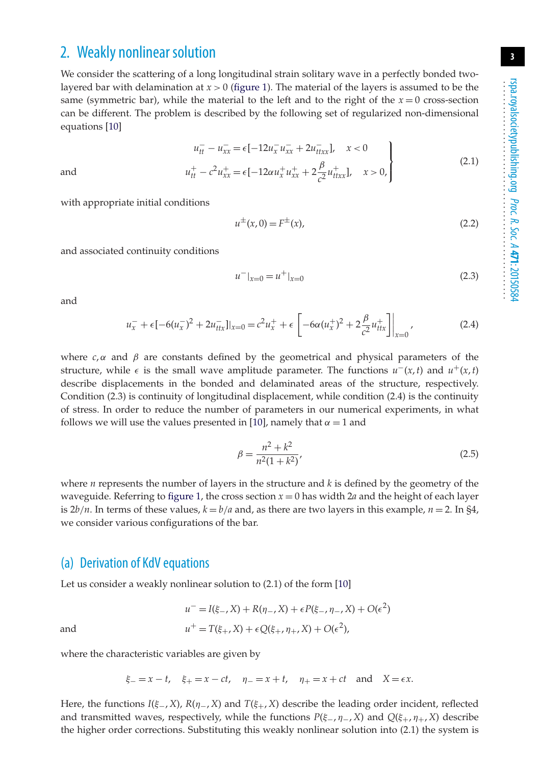## 2. Weakly nonlinear solution

We consider the scattering of a long longitudinal strain solitary wave in a perfectly bonded two-layered bar with delamination at $x > 0$ (figure 1). The material of the layers is assumed to be the same (symmetric bar), while the material to the left and to the right of the $x = 0$ cross-section can be different. The problem is described by the following set of regularized non-dimensional equations [10]

$$
\left.
\begin{aligned}
u^-_{tt} - u^-_{xx} &= \epsilon[-12u^-_x u^-_{xx} + 2u^-_{ttxx}], \quad x < 0 \\
\text{and} \qquad u^+_{tt} - c^2 u^+_{xx} &= \epsilon\left[-12\alpha u^+_x u^+_{xx} + 2\frac{\beta}{c^2} u^+_{ttxx}\right], \quad x > 0,
\end{aligned}
\right\}
\tag{2.1}
$$

with appropriate initial conditions

$$
u^{\pm}(x, 0) = F^{\pm}(x), \tag{2.2}
$$

and associated continuity conditions

$$
u^-|_{x=0} = u^+|_{x=0} \tag{2.3}
$$

and

$$
u^-_x + \epsilon[-6(u^-_x)^2 + 2u^-_{ttx}]|_{x=0} = c^2 u^+_x + \epsilon\left[-6\alpha(u^+_x)^2 + 2\frac{\beta}{c^2} u^+_{ttx}\right]\Big|_{x=0}, \tag{2.4}
$$

where $c, \alpha$ and $\beta$ are constants defined by the geometrical and physical parameters of the structure, while $\epsilon$ is the small wave amplitude parameter. The functions $u^-(x, t)$ and $u^+(x, t)$ describe displacements in the bonded and delaminated areas of the structure, respectively. Condition (2.3) is continuity of longitudinal displacement, while condition (2.4) is the continuity of stress. In order to reduce the number of parameters in our numerical experiments, in what follows we will use the values presented in [10], namely that $\alpha = 1$ and

$$
\beta = \frac{n^2 + k^2}{n^2(1 + k^2)}, \tag{2.5}
$$

where $n$ represents the number of layers in the structure and $k$ is defined by the geometry of the waveguide. Referring to figure 1, the cross section $x = 0$ has width $2a$ and the height of each layer is $2b/n$. In terms of these values, $k = b/a$ and, as there are two layers in this example, $n = 2$. In §4, we consider various configurations of the bar.

### (a) Derivation of KdV equations

Let us consider a weakly nonlinear solution to (2.1) of the form [10]

$$
\begin{aligned}
u^- &= I(\xi_-, X) + R(\eta_-, X) + \epsilon P(\xi_-, \eta_-, X) + O(\epsilon^2) \\
\text{and} \qquad u^+ &= T(\xi_+, X) + \epsilon Q(\xi_+, \eta_+, X) + O(\epsilon^2),
\end{aligned}
$$

where the characteristic variables are given by

$$
\xi_- = x - t, \quad \xi_+ = x - ct, \quad \eta_- = x + t, \quad \eta_+ = x + ct \quad \text{and} \quad X = \epsilon x.
$$

Here, the functions $I(\xi_-, X)$, $R(\eta_-, X)$ and $T(\xi_+, X)$ describe the leading order incident, reflected and transmitted waves, respectively, while the functions $P(\xi_-, \eta_-, X)$ and $Q(\xi_+, \eta_+, X)$ describe the higher order corrections. Substituting this weakly nonlinear solution into (2.1) the system is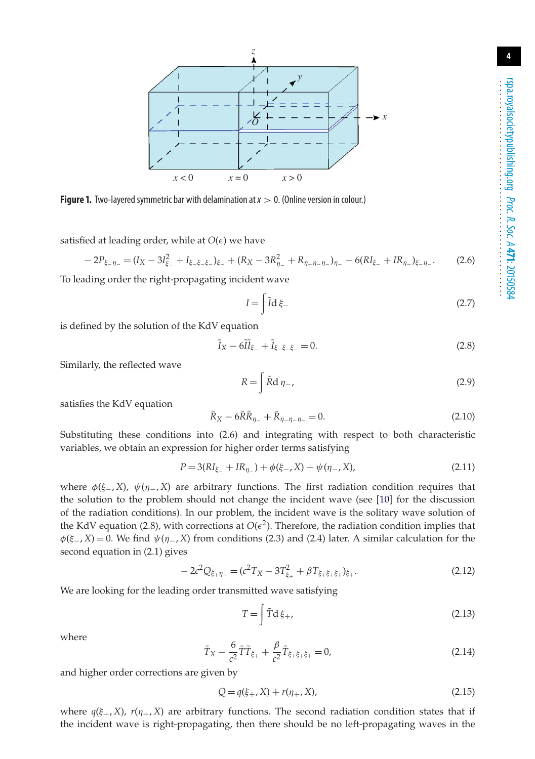**Figure 1.** Two-layered symmetric bar with delamination at $x > 0$. (Online version in colour.)

satisfied at leading order, while at $O(\epsilon)$ we have

$$-2P_{\xi_-\eta_-} = (I_X - 3I_{\xi_-}^2 + I_{\xi_-\xi_-\xi_-})_{\xi_-} + (R_X - 3R_{\eta_-}^2 + R_{\eta_-\eta_-\eta_-})_{\eta_-} - 6(RI_{\xi_-} + IR_{\eta_-})_{\xi_-\eta_-}. \tag{2.6}$$

To leading order the right-propagating incident wave

$$I = \int \tilde{I} \mathrm{d}\,\xi_- \tag{2.7}$$

is defined by the solution of the KdV equation

$$\tilde{I}_X - 6\tilde{I}\tilde{I}_{\xi_-} + \tilde{I}_{\xi_-\xi_-\xi_-} = 0. \tag{2.8}$$

Similarly, the reflected wave

$$R = \int \tilde{R} \mathrm{d}\,\eta_-, \tag{2.9}$$

satisfies the KdV equation

$$\tilde{R}_X - 6\tilde{R}\tilde{R}_{\eta_-} + \tilde{R}_{\eta_-\eta_-\eta_-} = 0. \tag{2.10}$$

Substituting these conditions into (2.6) and integrating with respect to both characteristic variables, we obtain an expression for higher order terms satisfying

$$P = 3(RI_{\xi_-} + IR_{\eta_-}) + \phi(\xi_-, X) + \psi(\eta_-, X), \tag{2.11}$$

where $\phi(\xi_-, X)$, $\psi(\eta_-, X)$ are arbitrary functions. The first radiation condition requires that the solution to the problem should not change the incident wave (see [10] for the discussion of the radiation conditions). In our problem, the incident wave is the solitary wave solution of the KdV equation (2.8), with corrections at $O(\epsilon^2)$. Therefore, the radiation condition implies that $\phi(\xi_-, X) = 0$. We find $\psi(\eta_-, X)$ from conditions (2.3) and (2.4) later. A similar calculation for the second equation in (2.1) gives

$$-2c^2 Q_{\xi_+\eta_+} = (c^2 T_X - 3T_{\xi_+}^2 + \beta T_{\xi_+\xi_+\xi_+})_{\xi_+}. \tag{2.12}$$

We are looking for the leading order transmitted wave satisfying

$$T = \int \tilde{T} \mathrm{d}\,\xi_+, \tag{2.13}$$

where

$$\tilde{T}_X - \frac{6}{c^2}\tilde{T}\tilde{T}_{\xi_+} + \frac{\beta}{c^2}\tilde{T}_{\xi_+\xi_+\xi_+} = 0, \tag{2.14}$$

and higher order corrections are given by

$$Q = q(\xi_+, X) + r(\eta_+, X), \tag{2.15}$$

where $q(\xi_+, X)$, $r(\eta_+, X)$ are arbitrary functions. The second radiation condition states that if the incident wave is right-propagating, then there should be no left-propagating waves in the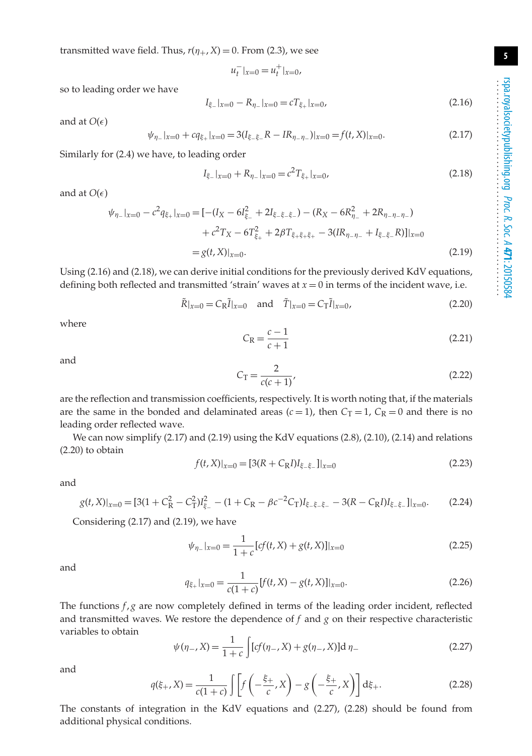transmitted wave field. Thus, $r(\eta_+, X) = 0$. From (2.3), we see

$$u_t^-|_{x=0} = u_t^+|_{x=0},$$

so to leading order we have

$$I_{\xi_-}|_{x=0} - R_{\eta_-}|_{x=0} = cT_{\xi_+}|_{x=0}, \tag{2.16}$$

and at $O(\epsilon)$

$$\psi_{\eta_-}|_{x=0} + cq_{\xi_+}|_{x=0} = 3(I_{\xi_-\xi_-}R - IR_{\eta_-\eta_-})|_{x=0} = f(t, X)|_{x=0}. \tag{2.17}$$

Similarly for (2.4) we have, to leading order

$$I_{\xi_-}|_{x=0} + R_{\eta_-}|_{x=0} = c^2T_{\xi_+}|_{x=0}, \tag{2.18}$$

and at $O(\epsilon)$

$$\begin{aligned}\psi_{\eta_-}|_{x=0} - c^2q_{\xi_+}|_{x=0} &= [-(I_X - 6I_{\xi_-}^2 + 2I_{\xi_-\xi_-\xi_-}) - (R_X - 6R_{\eta_-}^2 + 2R_{\eta_-\eta_-\eta_-}) \\ &\quad + c^2T_X - 6T_{\xi_+}^2 + 2\beta T_{\xi_+\xi_+\xi_+} - 3(IR_{\eta_-\eta_-} + I_{\xi_-\xi_-}R)]|_{x=0} \\ &= g(t, X)|_{x=0}.\end{aligned} \tag{2.19}$$

Using (2.16) and (2.18), we can derive initial conditions for the previously derived KdV equations, defining both reflected and transmitted 'strain' waves at $x = 0$ in terms of the incident wave, i.e.

$$\tilde{R}|_{x=0} = C_R\tilde{I}|_{x=0} \quad \text{and} \quad \tilde{T}|_{x=0} = C_T\tilde{I}|_{x=0}, \tag{2.20}$$

where

$$C_R = \frac{c-1}{c+1} \tag{2.21}$$

and

$$C_T = \frac{2}{c(c+1)}, \tag{2.22}$$

are the reflection and transmission coefficients, respectively. It is worth noting that, if the materials are the same in the bonded and delaminated areas ($c = 1$), then $C_T = 1$, $C_R = 0$ and there is no leading order reflected wave.

We can now simplify (2.17) and (2.19) using the KdV equations (2.8), (2.10), (2.14) and relations (2.20) to obtain

$$f(t, X)|_{x=0} = [3(R + C_R I)I_{\xi_-\xi_-}]|_{x=0} \tag{2.23}$$

and

$$g(t, X)|_{x=0} = [3(1 + C_R^2 - C_T^2)I_{\xi_-}^2 - (1 + C_R - \beta c^{-2}C_T)I_{\xi_-\xi_-\xi_-} - 3(R - C_R I)I_{\xi_-\xi_-}]|_{x=0}. \tag{2.24}$$

Considering (2.17) and (2.19), we have

$$\psi_{\eta_-}|_{x=0} = \frac{1}{1+c}[cf(t, X) + g(t, X)]|_{x=0} \tag{2.25}$$

and

$$q_{\xi_+}|_{x=0} = \frac{1}{c(1+c)}[f(t, X) - g(t, X)]|_{x=0}. \tag{2.26}$$

The functions $f, g$ are now completely defined in terms of the leading order incident, reflected and transmitted waves. We restore the dependence of $f$ and $g$ on their respective characteristic variables to obtain

$$\psi(\eta_-, X) = \frac{1}{1+c}\int [cf(\eta_-, X) + g(\eta_-, X)]\,\mathrm{d}\eta_- \tag{2.27}$$

and

$$q(\xi_+, X) = \frac{1}{c(1+c)}\int \left[f\left(-\frac{\xi_+}{c}, X\right) - g\left(-\frac{\xi_+}{c}, X\right)\right]\mathrm{d}\xi_+. \tag{2.28}$$

The constants of integration in the KdV equations and (2.27), (2.28) should be found from additional physical conditions.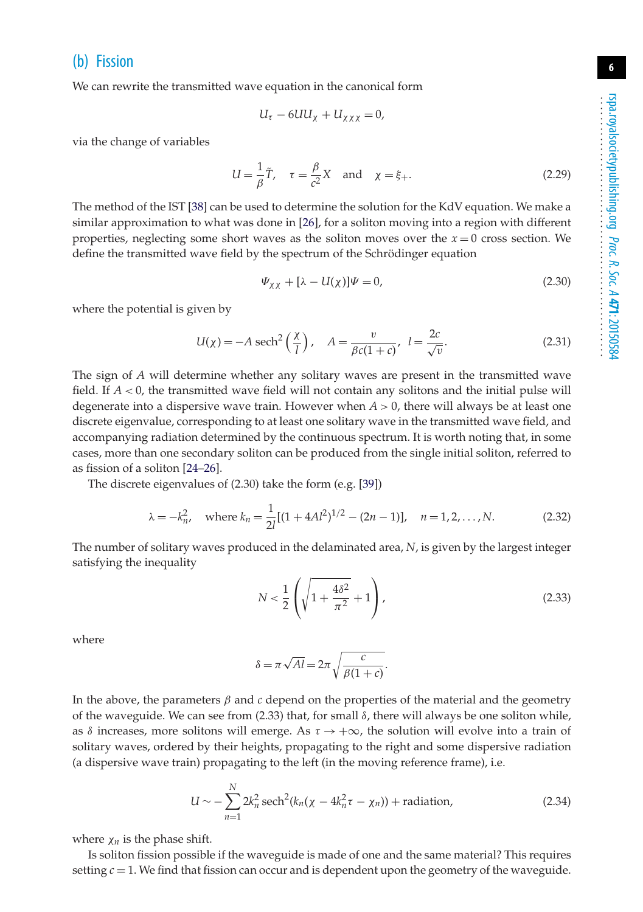### (b) Fission

We can rewrite the transmitted wave equation in the canonical form

$$U_\tau - 6UU_\chi + U_{\chi\chi\chi} = 0,$$

via the change of variables

$$U = \frac{1}{\beta}\tilde{T}, \quad \tau = \frac{\beta}{c^2}X \quad \text{and} \quad \chi = \xi_+. \tag{2.29}$$

The method of the IST [38] can be used to determine the solution for the KdV equation. We make a similar approximation to what was done in [26], for a soliton moving into a region with different properties, neglecting some short waves as the soliton moves over the $x = 0$ cross section. We define the transmitted wave field by the spectrum of the Schrödinger equation

$$\Psi_{\chi\chi} + [\lambda - U(\chi)]\Psi = 0, \tag{2.30}$$

where the potential is given by

$$U(\chi) = -A\,\mathrm{sech}^2\left(\frac{\chi}{l}\right), \quad A = \frac{v}{\beta c(1+c)}, \quad l = \frac{2c}{\sqrt{v}}. \tag{2.31}$$

The sign of $A$ will determine whether any solitary waves are present in the transmitted wave field. If $A < 0$, the transmitted wave field will not contain any solitons and the initial pulse will degenerate into a dispersive wave train. However when $A > 0$, there will always be at least one discrete eigenvalue, corresponding to at least one solitary wave in the transmitted wave field, and accompanying radiation determined by the continuous spectrum. It is worth noting that, in some cases, more than one secondary soliton can be produced from the single initial soliton, referred to as fission of a soliton [24–26].

The discrete eigenvalues of (2.30) take the form (e.g. [39])

$$\lambda = -k_n^2, \quad \text{where } k_n = \frac{1}{2l}[(1 + 4Al^2)^{1/2} - (2n-1)], \quad n = 1, 2, \ldots, N. \tag{2.32}$$

The number of solitary waves produced in the delaminated area, $N$, is given by the largest integer satisfying the inequality

$$N < \frac{1}{2}\left(\sqrt{1 + \frac{4\delta^2}{\pi^2}} + 1\right), \tag{2.33}$$

where

$$\delta = \pi\sqrt{A}l = 2\pi\sqrt{\frac{c}{\beta(1+c)}}.$$

In the above, the parameters $\beta$ and $c$ depend on the properties of the material and the geometry of the waveguide. We can see from (2.33) that, for small $\delta$, there will always be one soliton while, as $\delta$ increases, more solitons will emerge. As $\tau \to +\infty$, the solution will evolve into a train of solitary waves, ordered by their heights, propagating to the right and some dispersive radiation (a dispersive wave train) propagating to the left (in the moving reference frame), i.e.

$$U \sim -\sum_{n=1}^{N} 2k_n^2\,\mathrm{sech}^2(k_n(\chi - 4k_n^2\tau - \chi_n)) + \text{radiation}, \tag{2.34}$$

where $\chi_n$ is the phase shift.

Is soliton fission possible if the waveguide is made of one and the same material? This requires setting $c = 1$. We find that fission can occur and is dependent upon the geometry of the waveguide.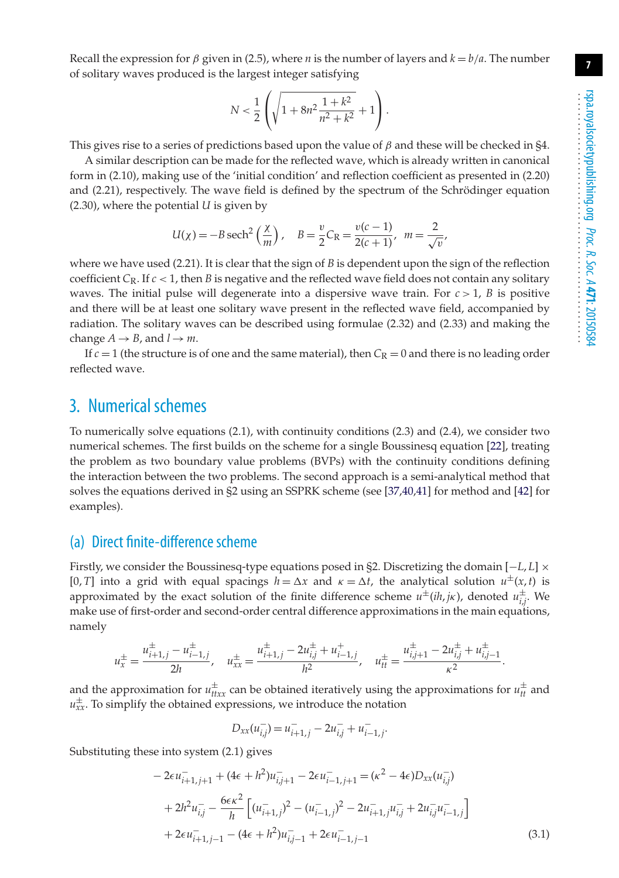Recall the expression for $\beta$ given in (2.5), where $n$ is the number of layers and $k = b/a$. The number of solitary waves produced is the largest integer satisfying

$$N < \frac{1}{2}\left(\sqrt{1 + 8n^2 \frac{1+k^2}{n^2+k^2}} + 1\right).$$

This gives rise to a series of predictions based upon the value of $\beta$ and these will be checked in §4.

A similar description can be made for the reflected wave, which is already written in canonical form in (2.10), making use of the 'initial condition' and reflection coefficient as presented in (2.20) and (2.21), respectively. The wave field is defined by the spectrum of the Schrödinger equation (2.30), where the potential $U$ is given by

$$U(\chi) = -B\,\mathrm{sech}^2\left(\frac{\chi}{m}\right), \quad B = \frac{v}{2}C_{\mathrm{R}} = \frac{v(c-1)}{2(c+1)}, \quad m = \frac{2}{\sqrt{v}},$$

where we have used (2.21). It is clear that the sign of $B$ is dependent upon the sign of the reflection coefficient $C_{\mathrm{R}}$. If $c < 1$, then $B$ is negative and the reflected wave field does not contain any solitary waves. The initial pulse will degenerate into a dispersive wave train. For $c > 1$, $B$ is positive and there will be at least one solitary wave present in the reflected wave field, accompanied by radiation. The solitary waves can be described using formulae (2.32) and (2.33) and making the change $A \to B$, and $l \to m$.

If $c = 1$ (the structure is of one and the same material), then $C_{\mathrm{R}} = 0$ and there is no leading order reflected wave.

## 3. Numerical schemes

To numerically solve equations (2.1), with continuity conditions (2.3) and (2.4), we consider two numerical schemes. The first builds on the scheme for a single Boussinesq equation [22], treating the problem as two boundary value problems (BVPs) with the continuity conditions defining the interaction between the two problems. The second approach is a semi-analytical method that solves the equations derived in §2 using an SSPRK scheme (see [37,40,41] for method and [42] for examples).

### (a) Direct finite-difference scheme

Firstly, we consider the Boussinesq-type equations posed in §2. Discretizing the domain $[-L, L] \times [0, T]$ into a grid with equal spacings $h = \Delta x$ and $\kappa = \Delta t$, the analytical solution $u^{\pm}(x,t)$ is approximated by the exact solution of the finite difference scheme $u^{\pm}(ih, j\kappa)$, denoted $u^{\pm}_{i,j}$. We make use of first-order and second-order central difference approximations in the main equations, namely

$$u^{\pm}_x = \frac{u^{\pm}_{i+1,j} - u^{\pm}_{i-1,j}}{2h}, \quad u^{\pm}_{xx} = \frac{u^{\pm}_{i+1,j} - 2u^{\pm}_{i,j} + u^{+}_{i-1,j}}{h^2}, \quad u^{\pm}_{tt} = \frac{u^{\pm}_{i,j+1} - 2u^{\pm}_{i,j} + u^{\pm}_{i,j-1}}{\kappa^2}.$$

and the approximation for $u^{\pm}_{ttxx}$ can be obtained iteratively using the approximations for $u^{\pm}_{tt}$ and $u^{\pm}_{xx}$. To simplify the obtained expressions, we introduce the notation

$$D_{xx}(u^{-}_{i,j}) = u^{-}_{i+1,j} - 2u^{-}_{i,j} + u^{-}_{i-1,j}.$$

Substituting these into system (2.1) gives

$$\begin{aligned}
&-2\epsilon u^{-}_{i+1,j+1} + (4\epsilon + h^2)u^{-}_{i,j+1} - 2\epsilon u^{-}_{i-1,j+1} = (\kappa^2 - 4\epsilon)D_{xx}(u^{-}_{i,j}) \\
&\quad + 2h^2 u^{-}_{i,j} - \frac{6\epsilon\kappa^2}{h}\left[(u^{-}_{i+1,j})^2 - (u^{-}_{i-1,j})^2 - 2u^{-}_{i+1,j}u^{-}_{i,j} + 2u^{-}_{i,j}u^{-}_{i-1,j}\right] \\
&\quad + 2\epsilon u^{-}_{i+1,j-1} - (4\epsilon + h^2)u^{-}_{i,j-1} + 2\epsilon u^{-}_{i-1,j-1}
\end{aligned} \tag{3.1}$$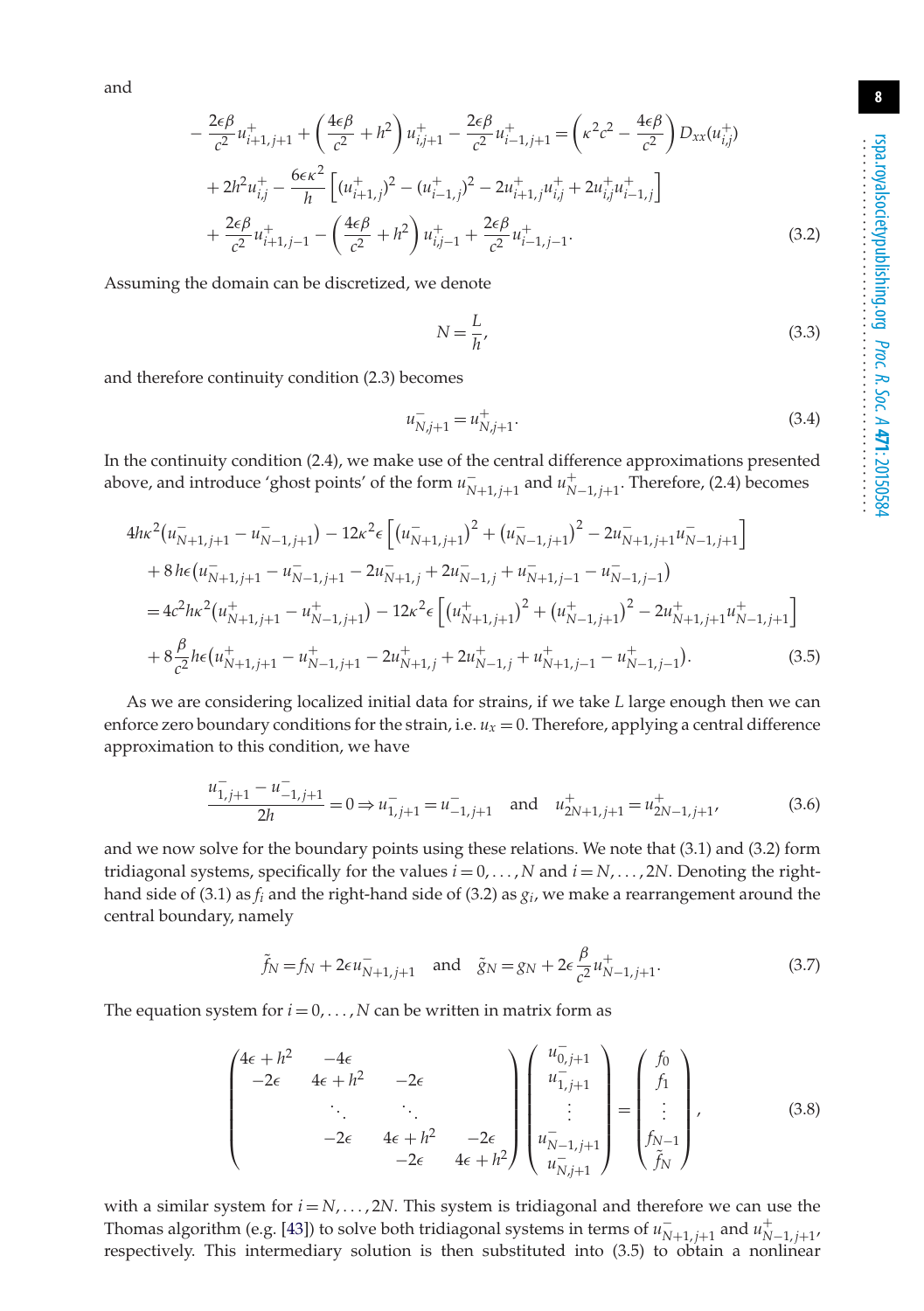and

$$
\begin{aligned}
&-\frac{2\epsilon\beta}{c^2}u^+_{i+1,j+1}+\left(\frac{4\epsilon\beta}{c^2}+h^2\right)u^+_{i,j+1}-\frac{2\epsilon\beta}{c^2}u^+_{i-1,j+1}=\left(\kappa^2c^2-\frac{4\epsilon\beta}{c^2}\right)D_{xx}(u^+_{i,j})\\
&\quad+2h^2u^+_{i,j}-\frac{6\epsilon\kappa^2}{h}\left[(u^+_{i+1,j})^2-(u^+_{i-1,j})^2-2u^+_{i+1,j}u^+_{i,j}+2u^+_{i,j}u^+_{i-1,j}\right]\\
&\quad+\frac{2\epsilon\beta}{c^2}u^+_{i+1,j-1}-\left(\frac{4\epsilon\beta}{c^2}+h^2\right)u^+_{i,j-1}+\frac{2\epsilon\beta}{c^2}u^+_{i-1,j-1}.
\end{aligned}
\tag{3.2}
$$

Assuming the domain can be discretized, we denote

$$
N=\frac{L}{h},
\tag{3.3}
$$

and therefore continuity condition (2.3) becomes

$$
u^-_{N,j+1}=u^+_{N,j+1}.
\tag{3.4}
$$

In the continuity condition (2.4), we make use of the central difference approximations presented above, and introduce 'ghost points' of the form $u^-_{N+1,j+1}$ and $u^+_{N-1,j+1}$. Therefore, (2.4) becomes

$$
\begin{aligned}
&4h\kappa^2(u^-_{N+1,j+1}-u^-_{N-1,j+1})-12\kappa^2\epsilon\left[\left(u^-_{N+1,j+1}\right)^2+\left(u^-_{N-1,j+1}\right)^2-2u^-_{N+1,j+1}u^-_{N-1,j+1}\right]\\
&\quad+8h\epsilon(u^-_{N+1,j+1}-u^-_{N-1,j+1}-2u^-_{N+1,j}+2u^-_{N-1,j}+u^-_{N+1,j-1}-u^-_{N-1,j-1})\\
&=4c^2h\kappa^2(u^+_{N+1,j+1}-u^+_{N-1,j+1})-12\kappa^2\epsilon\left[\left(u^+_{N+1,j+1}\right)^2+\left(u^+_{N-1,j+1}\right)^2-2u^+_{N+1,j+1}u^+_{N-1,j+1}\right]\\
&\quad+8\frac{\beta}{c^2}h\epsilon(u^+_{N+1,j+1}-u^+_{N-1,j+1}-2u^+_{N+1,j}+2u^+_{N-1,j}+u^+_{N+1,j-1}-u^+_{N-1,j-1}).
\end{aligned}
\tag{3.5}
$$

As we are considering localized initial data for strains, if we take $L$ large enough then we can enforce zero boundary conditions for the strain, i.e. $u_x=0$. Therefore, applying a central difference approximation to this condition, we have

$$
\frac{u^-_{1,j+1}-u^-_{-1,j+1}}{2h}=0\Rightarrow u^-_{1,j+1}=u^-_{-1,j+1}\quad\text{and}\quad u^+_{2N+1,j+1}=u^+_{2N-1,j+1},
\tag{3.6}
$$

and we now solve for the boundary points using these relations. We note that (3.1) and (3.2) form tridiagonal systems, specifically for the values $i=0,\dots,N$ and $i=N,\dots,2N$. Denoting the right-hand side of (3.1) as $f_i$ and the right-hand side of (3.2) as $g_i$, we make a rearrangement around the central boundary, namely

$$
\tilde{f}_N=f_N+2\epsilon u^-_{N+1,j+1}\quad\text{and}\quad\tilde{g}_N=g_N+2\epsilon\frac{\beta}{c^2}u^+_{N-1,j+1}.
\tag{3.7}
$$

The equation system for $i=0,\dots,N$ can be written in matrix form as

$$
\begin{pmatrix}
4\epsilon+h^2 & -4\epsilon & & & \\
-2\epsilon & 4\epsilon+h^2 & -2\epsilon & & \\
& \ddots & \ddots & & \\
& & -2\epsilon & 4\epsilon+h^2 & -2\epsilon\\
& & & -2\epsilon & 4\epsilon+h^2
\end{pmatrix}
\begin{pmatrix}
u^-_{0,j+1}\\ u^-_{1,j+1}\\ \vdots\\ u^-_{N-1,j+1}\\ u^-_{N,j+1}
\end{pmatrix}
=
\begin{pmatrix}
f_0\\ f_1\\ \vdots\\ f_{N-1}\\ \tilde{f}_N
\end{pmatrix},
\tag{3.8}
$$

with a similar system for $i=N,\dots,2N$. This system is tridiagonal and therefore we can use the Thomas algorithm (e.g. [43]) to solve both tridiagonal systems in terms of $u^-_{N+1,j+1}$ and $u^+_{N-1,j+1}$, respectively. This intermediary solution is then substituted into (3.5) to obtain a nonlinear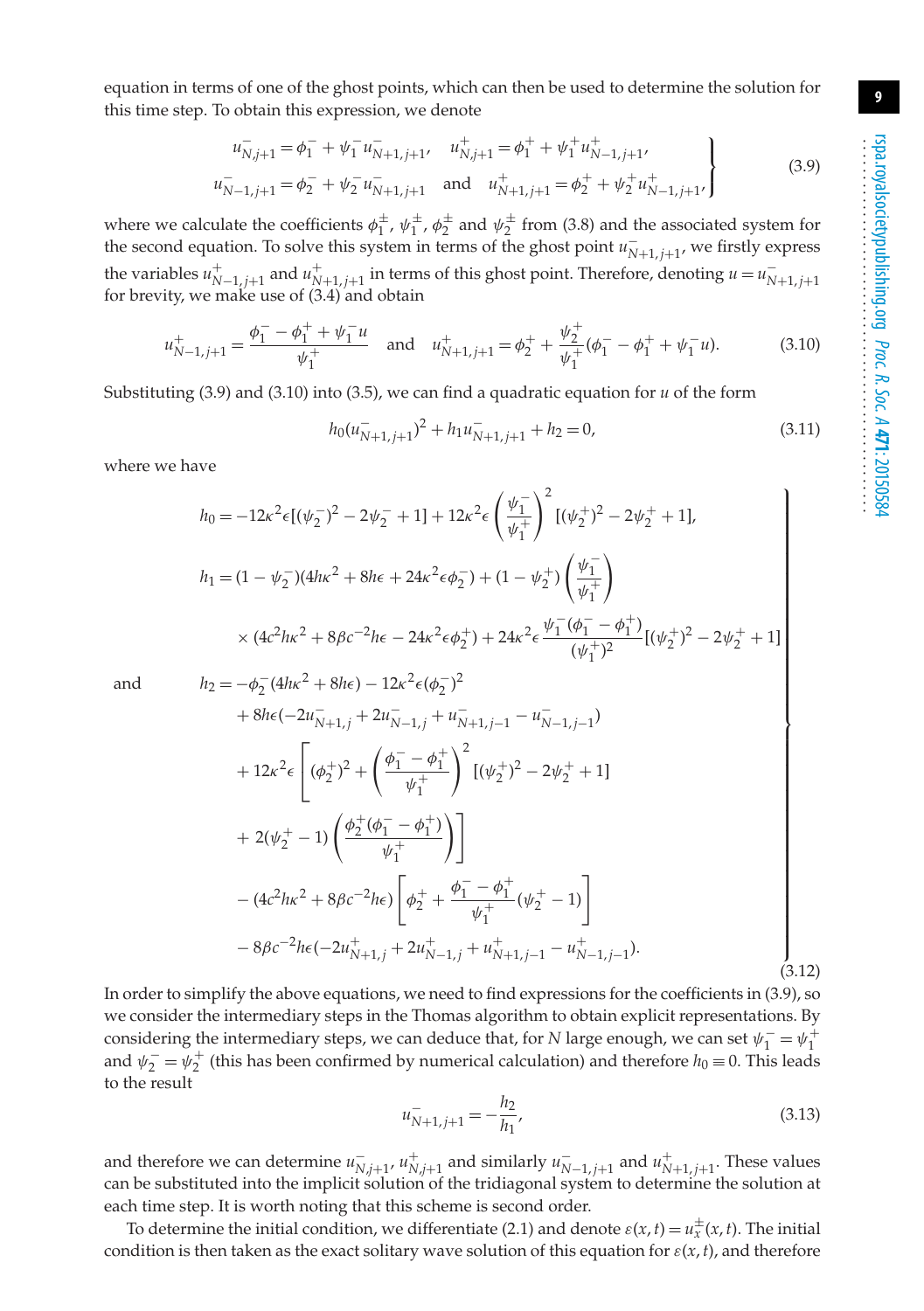equation in terms of one of the ghost points, which can then be used to determine the solution for this time step. To obtain this expression, we denote

$$
\left.
\begin{aligned}
u^-_{N,j+1} &= \phi^-_1 + \psi^-_1 u^-_{N+1,j+1}, \quad u^+_{N,j+1} = \phi^+_1 + \psi^+_1 u^+_{N-1,j+1},\\
u^-_{N-1,j+1} &= \phi^-_2 + \psi^-_2 u^-_{N+1,j+1} \quad \text{and} \quad u^+_{N+1,j+1} = \phi^+_2 + \psi^+_2 u^+_{N-1,j+1},
\end{aligned}
\right\} \tag{3.9}
$$

where we calculate the coefficients $\phi^\pm_1$, $\psi^\pm_1$, $\phi^\pm_2$ and $\psi^\pm_2$ from (3.8) and the associated system for the second equation. To solve this system in terms of the ghost point $u^-_{N+1,j+1}$, we firstly express the variables $u^+_{N-1,j+1}$ and $u^+_{N+1,j+1}$ in terms of this ghost point. Therefore, denoting $u = u^-_{N+1,j+1}$ for brevity, we make use of (3.4) and obtain

$$
u^+_{N-1,j+1} = \frac{\phi^-_1 - \phi^+_1 + \psi^-_1 u}{\psi^+_1} \quad \text{and} \quad u^+_{N+1,j+1} = \phi^+_2 + \frac{\psi^+_2}{\psi^+_1}(\phi^-_1 - \phi^+_1 + \psi^-_1 u). \tag{3.10}
$$

Substituting (3.9) and (3.10) into (3.5), we can find a quadratic equation for $u$ of the form

$$
h_0 (u^-_{N+1,j+1})^2 + h_1 u^-_{N+1,j+1} + h_2 = 0, \tag{3.11}
$$

where we have

$$
\left.
\begin{aligned}
h_0 &= -12\kappa^2\epsilon[(\psi^-_2)^2 - 2\psi^-_2 + 1] + 12\kappa^2\epsilon\left(\frac{\psi^-_1}{\psi^+_1}\right)^2[(\psi^+_2)^2 - 2\psi^+_2 + 1],\\
h_1 &= (1-\psi^-_2)(4h\kappa^2 + 8h\epsilon + 24\kappa^2\epsilon\phi^-_2) + (1-\psi^+_2)\left(\frac{\psi^-_1}{\psi^+_1}\right)\\
&\quad \times (4c^2h\kappa^2 + 8\beta c^{-2}h\epsilon - 24\kappa^2\epsilon\phi^+_2) + 24\kappa^2\epsilon\frac{\psi^-_1(\phi^-_1 - \phi^+_1)}{(\psi^+_1)^2}[(\psi^+_2)^2 - 2\psi^+_2 + 1]\\
\text{and} \qquad h_2 &= -\phi^-_2(4h\kappa^2 + 8h\epsilon) - 12\kappa^2\epsilon(\phi^-_2)^2\\
&\quad + 8h\epsilon(-2u^-_{N+1,j} + 2u^-_{N-1,j} + u^-_{N+1,j-1} - u^-_{N-1,j-1})\\
&\quad + 12\kappa^2\epsilon\left[(\phi^+_2)^2 + \left(\frac{\phi^-_1 - \phi^+_1}{\psi^+_1}\right)^2[(\psi^+_2)^2 - 2\psi^+_2 + 1]\right.\\
&\quad \left. + 2(\psi^+_2 - 1)\left(\frac{\phi^+_2(\phi^-_1 - \phi^+_1)}{\psi^+_1}\right)\right]\\
&\quad - (4c^2h\kappa^2 + 8\beta c^{-2}h\epsilon)\left[\phi^+_2 + \frac{\phi^-_1 - \phi^+_1}{\psi^+_1}(\psi^+_2 - 1)\right]\\
&\quad - 8\beta c^{-2}h\epsilon(-2u^+_{N+1,j} + 2u^+_{N-1,j} + u^+_{N+1,j-1} - u^+_{N-1,j-1}).
\end{aligned}
\right\} \tag{3.12}
$$

In order to simplify the above equations, we need to find expressions for the coefficients in (3.9), so we consider the intermediary steps in the Thomas algorithm to obtain explicit representations. By considering the intermediary steps, we can deduce that, for $N$ large enough, we can set $\psi^-_1 = \psi^+_1$ and $\psi^-_2 = \psi^+_2$ (this has been confirmed by numerical calculation) and therefore $h_0 \equiv 0$. This leads to the result

$$
u^-_{N+1,j+1} = -\frac{h_2}{h_1}, \tag{3.13}
$$

and therefore we can determine $u^-_{N,j+1}$, $u^+_{N,j+1}$ and similarly $u^-_{N-1,j+1}$ and $u^+_{N+1,j+1}$. These values can be substituted into the implicit solution of the tridiagonal system to determine the solution at each time step. It is worth noting that this scheme is second order.

To determine the initial condition, we differentiate (2.1) and denote $\varepsilon(x,t) = u^\pm_x(x,t)$. The initial condition is then taken as the exact solitary wave solution of this equation for $\varepsilon(x,t)$, and therefore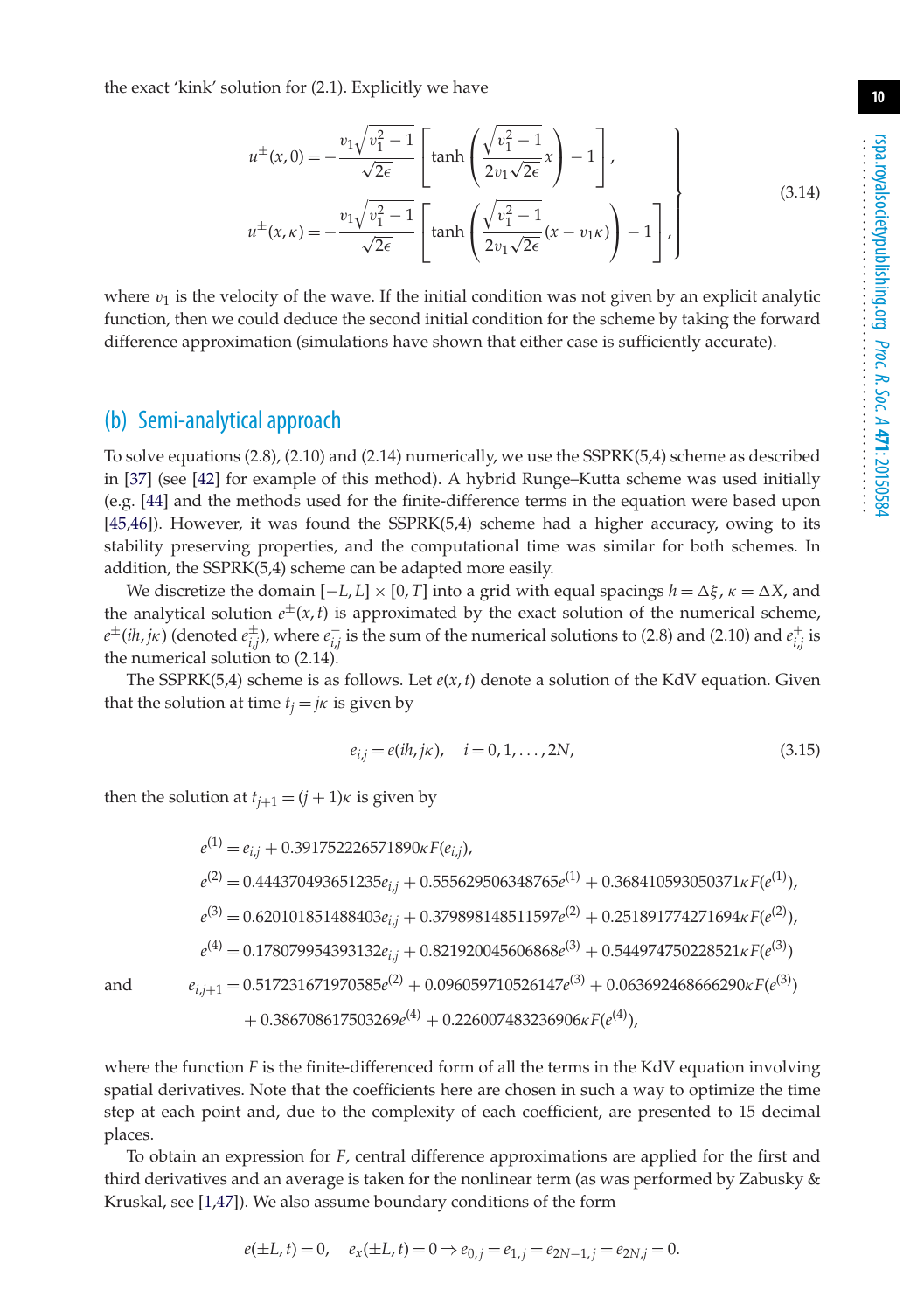the exact 'kink' solution for (2.1). Explicitly we have

$$
\left.
\begin{aligned}
u^{\pm}(x,0) &= -\frac{v_1\sqrt{v_1^2-1}}{\sqrt{2\epsilon}}\left[\tanh\left(\frac{\sqrt{v_1^2-1}}{2v_1\sqrt{2\epsilon}}x\right)-1\right],\\
u^{\pm}(x,\kappa) &= -\frac{v_1\sqrt{v_1^2-1}}{\sqrt{2\epsilon}}\left[\tanh\left(\frac{\sqrt{v_1^2-1}}{2v_1\sqrt{2\epsilon}}(x-v_1\kappa)\right)-1\right],
\end{aligned}
\right\}
\tag{3.14}
$$

where $v_1$ is the velocity of the wave. If the initial condition was not given by an explicit analytic function, then we could deduce the second initial condition for the scheme by taking the forward difference approximation (simulations have shown that either case is sufficiently accurate).

## (b) Semi-analytical approach

To solve equations (2.8), (2.10) and (2.14) numerically, we use the SSPRK(5,4) scheme as described in [37] (see [42] for example of this method). A hybrid Runge–Kutta scheme was used initially (e.g. [44] and the methods used for the finite-difference terms in the equation were based upon [45,46]). However, it was found the SSPRK(5,4) scheme had a higher accuracy, owing to its stability preserving properties, and the computational time was similar for both schemes. In addition, the SSPRK(5,4) scheme can be adapted more easily.

We discretize the domain $[-L,L]\times[0,T]$ into a grid with equal spacings $h=\Delta\xi$, $\kappa=\Delta X$, and the analytical solution $e^{\pm}(x,t)$ is approximated by the exact solution of the numerical scheme, $e^{\pm}(ih,j\kappa)$ (denoted $e^{\pm}_{i,j}$), where $e^{-}_{i,j}$ is the sum of the numerical solutions to (2.8) and (2.10) and $e^{+}_{i,j}$ is the numerical solution to (2.14).

The SSPRK(5,4) scheme is as follows. Let $e(x,t)$ denote a solution of the KdV equation. Given that the solution at time $t_j=j\kappa$ is given by

$$
e_{i,j}=e(ih,j\kappa),\quad i=0,1,\ldots,2N,
\tag{3.15}
$$

then the solution at $t_{j+1}=(j+1)\kappa$ is given by

$$
\begin{aligned}
e^{(1)} &= e_{i,j}+0.391752226571890\kappa F(e_{i,j}),\\
e^{(2)} &= 0.444370493651235e_{i,j}+0.555629506348765e^{(1)}+0.368410593050371\kappa F(e^{(1)}),\\
e^{(3)} &= 0.620101851488403e_{i,j}+0.379898148511597e^{(2)}+0.251891774271694\kappa F(e^{(2)}),\\
e^{(4)} &= 0.178079954393132e_{i,j}+0.821920045606868e^{(3)}+0.544974750228521\kappa F(e^{(3)})
\end{aligned}
$$

and

$$
\begin{aligned}
e_{i,j+1} &= 0.517231671970585e^{(2)}+0.096059710526147e^{(3)}+0.063692468666290\kappa F(e^{(3)})\\
&\quad+0.386708617503269e^{(4)}+0.226007483236906\kappa F(e^{(4)}),
\end{aligned}
$$

where the function $F$ is the finite-differenced form of all the terms in the KdV equation involving spatial derivatives. Note that the coefficients here are chosen in such a way to optimize the time step at each point and, due to the complexity of each coefficient, are presented to 15 decimal places.

To obtain an expression for $F$, central difference approximations are applied for the first and third derivatives and an average is taken for the nonlinear term (as was performed by Zabusky & Kruskal, see [1,47]). We also assume boundary conditions of the form

$$
e(\pm L,t)=0,\quad e_x(\pm L,t)=0\Rightarrow e_{0,j}=e_{1,j}=e_{2N-1,j}=e_{2N,j}=0.
$$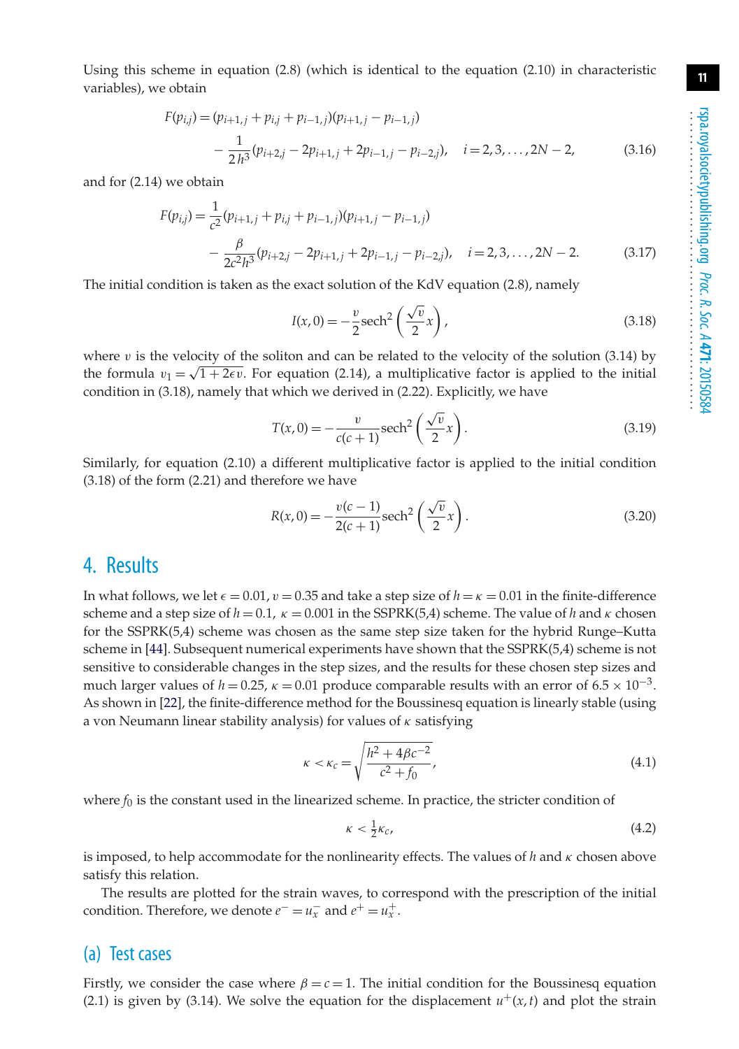Using this scheme in equation (2.8) (which is identical to the equation (2.10) in characteristic variables), we obtain

$$F(p_{i,j}) = (p_{i+1,j} + p_{i,j} + p_{i-1,j})(p_{i+1,j} - p_{i-1,j}) - \frac{1}{2h^3}(p_{i+2,j} - 2p_{i+1,j} + 2p_{i-1,j} - p_{i-2,j}), \quad i = 2, 3, \ldots, 2N-2, \tag{3.16}$$

and for (2.14) we obtain

$$F(p_{i,j}) = \frac{1}{c^2}(p_{i+1,j} + p_{i,j} + p_{i-1,j})(p_{i+1,j} - p_{i-1,j}) - \frac{\beta}{2c^2h^3}(p_{i+2,j} - 2p_{i+1,j} + 2p_{i-1,j} - p_{i-2,j}), \quad i = 2, 3, \ldots, 2N-2. \tag{3.17}$$

The initial condition is taken as the exact solution of the KdV equation (2.8), namely

$$I(x, 0) = -\frac{v}{2}\operatorname{sech}^2\left(\frac{\sqrt{v}}{2}x\right), \tag{3.18}$$

where $v$ is the velocity of the soliton and can be related to the velocity of the solution (3.14) by the formula $v_1 = \sqrt{1 + 2\epsilon v}$. For equation (2.14), a multiplicative factor is applied to the initial condition in (3.18), namely that which we derived in (2.22). Explicitly, we have

$$T(x, 0) = -\frac{v}{c(c+1)}\operatorname{sech}^2\left(\frac{\sqrt{v}}{2}x\right). \tag{3.19}$$

Similarly, for equation (2.10) a different multiplicative factor is applied to the initial condition (3.18) of the form (2.21) and therefore we have

$$R(x, 0) = -\frac{v(c-1)}{2(c+1)}\operatorname{sech}^2\left(\frac{\sqrt{v}}{2}x\right). \tag{3.20}$$

## 4. Results

In what follows, we let $\epsilon = 0.01$, $v = 0.35$ and take a step size of $h = \kappa = 0.01$ in the finite-difference scheme and a step size of $h = 0.1$, $\kappa = 0.001$ in the SSPRK(5,4) scheme. The value of $h$ and $\kappa$ chosen for the SSPRK(5,4) scheme was chosen as the same step size taken for the hybrid Runge–Kutta scheme in [44]. Subsequent numerical experiments have shown that the SSPRK(5,4) scheme is not sensitive to considerable changes in the step sizes, and the results for these chosen step sizes and much larger values of $h = 0.25$, $\kappa = 0.01$ produce comparable results with an error of $6.5 \times 10^{-3}$. As shown in [22], the finite-difference method for the Boussinesq equation is linearly stable (using a von Neumann linear stability analysis) for values of $\kappa$ satisfying

$$\kappa < \kappa_c = \sqrt{\frac{h^2 + 4\beta c^{-2}}{c^2 + f_0}}, \tag{4.1}$$

where $f_0$ is the constant used in the linearized scheme. In practice, the stricter condition of

$$\kappa < \tfrac{1}{2}\kappa_c, \tag{4.2}$$

is imposed, to help accommodate for the nonlinearity effects. The values of $h$ and $\kappa$ chosen above satisfy this relation.

The results are plotted for the strain waves, to correspond with the prescription of the initial condition. Therefore, we denote $e^- = u_x^-$ and $e^+ = u_x^+$.

### (a) Test cases

Firstly, we consider the case where $\beta = c = 1$. The initial condition for the Boussinesq equation (2.1) is given by (3.14). We solve the equation for the displacement $u^+(x, t)$ and plot the strain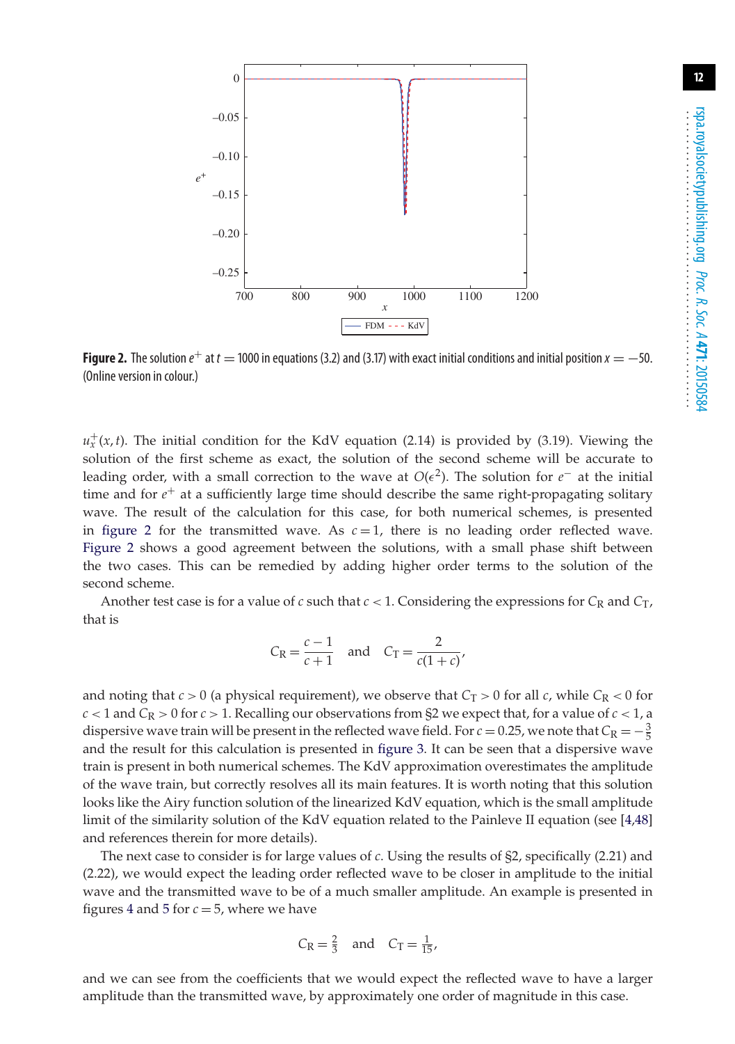**Figure 2.** The solution $e^+$ at $t = 1000$ in equations (3.2) and (3.17) with exact initial conditions and initial position $x = -50$. (Online version in colour.)

$u_x^+(x, t)$. The initial condition for the KdV equation (2.14) is provided by (3.19). Viewing the solution of the first scheme as exact, the solution of the second scheme will be accurate to leading order, with a small correction to the wave at $O(\epsilon^2)$. The solution for $e^-$ at the initial time and for $e^+$ at a sufficiently large time should describe the same right-propagating solitary wave. The result of the calculation for this case, for both numerical schemes, is presented in figure 2 for the transmitted wave. As $c = 1$, there is no leading order reflected wave. Figure 2 shows a good agreement between the solutions, with a small phase shift between the two cases. This can be remedied by adding higher order terms to the solution of the second scheme.

Another test case is for a value of $c$ such that $c < 1$. Considering the expressions for $C_R$ and $C_T$, that is

$$C_R = \frac{c-1}{c+1} \quad \text{and} \quad C_T = \frac{2}{c(1+c)},$$

and noting that $c > 0$ (a physical requirement), we observe that $C_T > 0$ for all $c$, while $C_R < 0$ for $c < 1$ and $C_R > 0$ for $c > 1$. Recalling our observations from §2 we expect that, for a value of $c < 1$, a dispersive wave train will be present in the reflected wave field. For $c = 0.25$, we note that $C_R = -\frac{3}{5}$ and the result for this calculation is presented in figure 3. It can be seen that a dispersive wave train is present in both numerical schemes. The KdV approximation overestimates the amplitude of the wave train, but correctly resolves all its main features. It is worth noting that this solution looks like the Airy function solution of the linearized KdV equation, which is the small amplitude limit of the similarity solution of the KdV equation related to the Painleve II equation (see [4,48] and references therein for more details).

The next case to consider is for large values of $c$. Using the results of §2, specifically (2.21) and (2.22), we would expect the leading order reflected wave to be closer in amplitude to the initial wave and the transmitted wave to be of a much smaller amplitude. An example is presented in figures 4 and 5 for $c = 5$, where we have

$$C_R = \tfrac{2}{3} \quad \text{and} \quad C_T = \tfrac{1}{15},$$

and we can see from the coefficients that we would expect the reflected wave to have a larger amplitude than the transmitted wave, by approximately one order of magnitude in this case.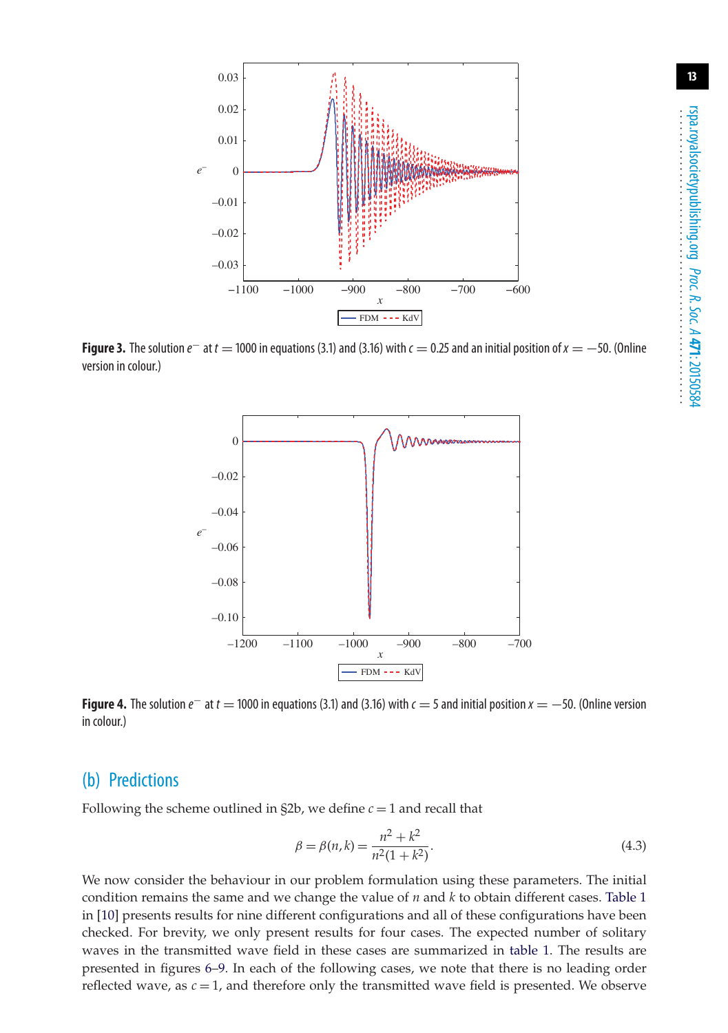**Figure 3.** The solution $e^-$ at $t = 1000$ in equations (3.1) and (3.16) with $c = 0.25$ and an initial position of $x = -50$. (Online version in colour.)

**Figure 4.** The solution $e^-$ at $t = 1000$ in equations (3.1) and (3.16) with $c = 5$ and initial position $x = -50$. (Online version in colour.)

## (b) Predictions

Following the scheme outlined in §2b, we define $c = 1$ and recall that

$$\beta = \beta(n, k) = \frac{n^2 + k^2}{n^2(1 + k^2)}. \tag{4.3}$$

We now consider the behaviour in our problem formulation using these parameters. The initial condition remains the same and we change the value of $n$ and $k$ to obtain different cases. Table 1 in [10] presents results for nine different configurations and all of these configurations have been checked. For brevity, we only present results for four cases. The expected number of solitary waves in the transmitted wave field in these cases are summarized in table 1. The results are presented in figures 6–9. In each of the following cases, we note that there is no leading order reflected wave, as $c = 1$, and therefore only the transmitted wave field is presented. We observe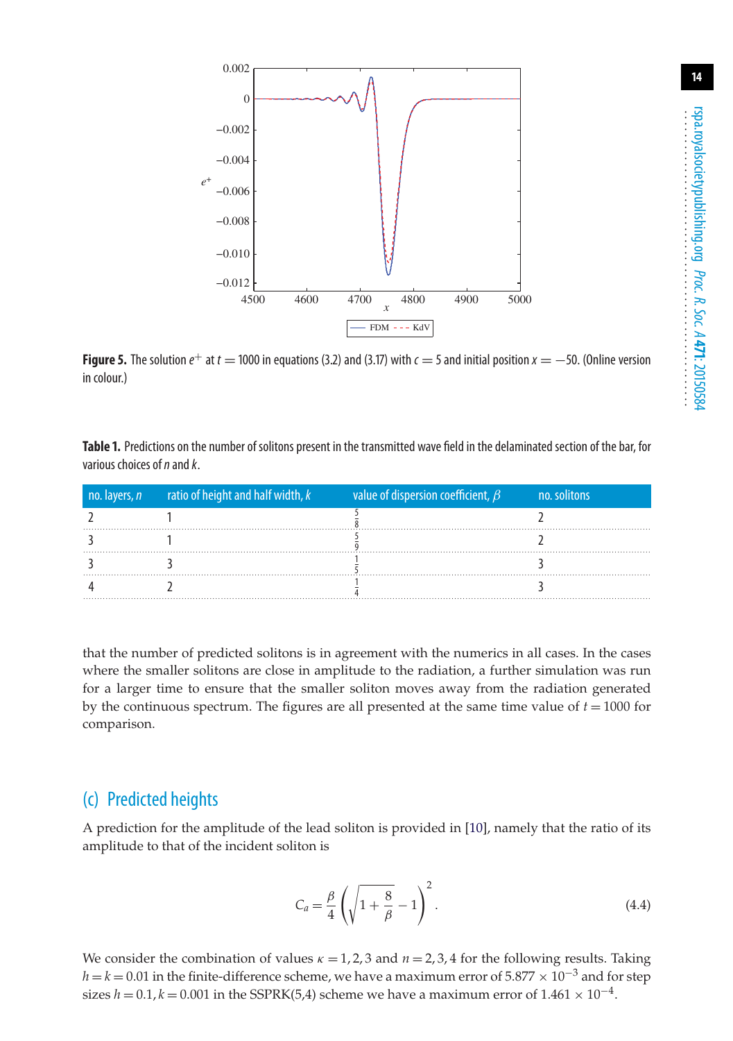**Figure 5.** The solution $e^+$ at $t = 1000$ in equations (3.2) and (3.17) with $c = 5$ and initial position $x = -50$. (Online version in colour.)

**Table 1.** Predictions on the number of solitons present in the transmitted wave field in the delaminated section of the bar, for various choices of $n$ and $k$.

| no. layers, $n$ | ratio of height and half width, $k$ | value of dispersion coefficient, $\beta$ | no. solitons |
|---|---|---|---|
| 2 | 1 | $\frac{5}{8}$ | 2 |
| 3 | 1 | $\frac{5}{9}$ | 2 |
| 3 | 3 | $\frac{1}{5}$ | 3 |
| 4 | 2 | $\frac{1}{4}$ | 3 |

that the number of predicted solitons is in agreement with the numerics in all cases. In the cases where the smaller solitons are close in amplitude to the radiation, a further simulation was run for a larger time to ensure that the smaller soliton moves away from the radiation generated by the continuous spectrum. The figures are all presented at the same time value of $t = 1000$ for comparison.

## (c) Predicted heights

A prediction for the amplitude of the lead soliton is provided in [10], namely that the ratio of its amplitude to that of the incident soliton is

$$C_a = \frac{\beta}{4}\left(\sqrt{1+\frac{8}{\beta}} - 1\right)^2. \tag{4.4}$$

We consider the combination of values $\kappa = 1, 2, 3$ and $n = 2, 3, 4$ for the following results. Taking $h = k = 0.01$ in the finite-difference scheme, we have a maximum error of $5.877 \times 10^{-3}$ and for step sizes $h = 0.1, k = 0.001$ in the SSPRK(5,4) scheme we have a maximum error of $1.461 \times 10^{-4}$.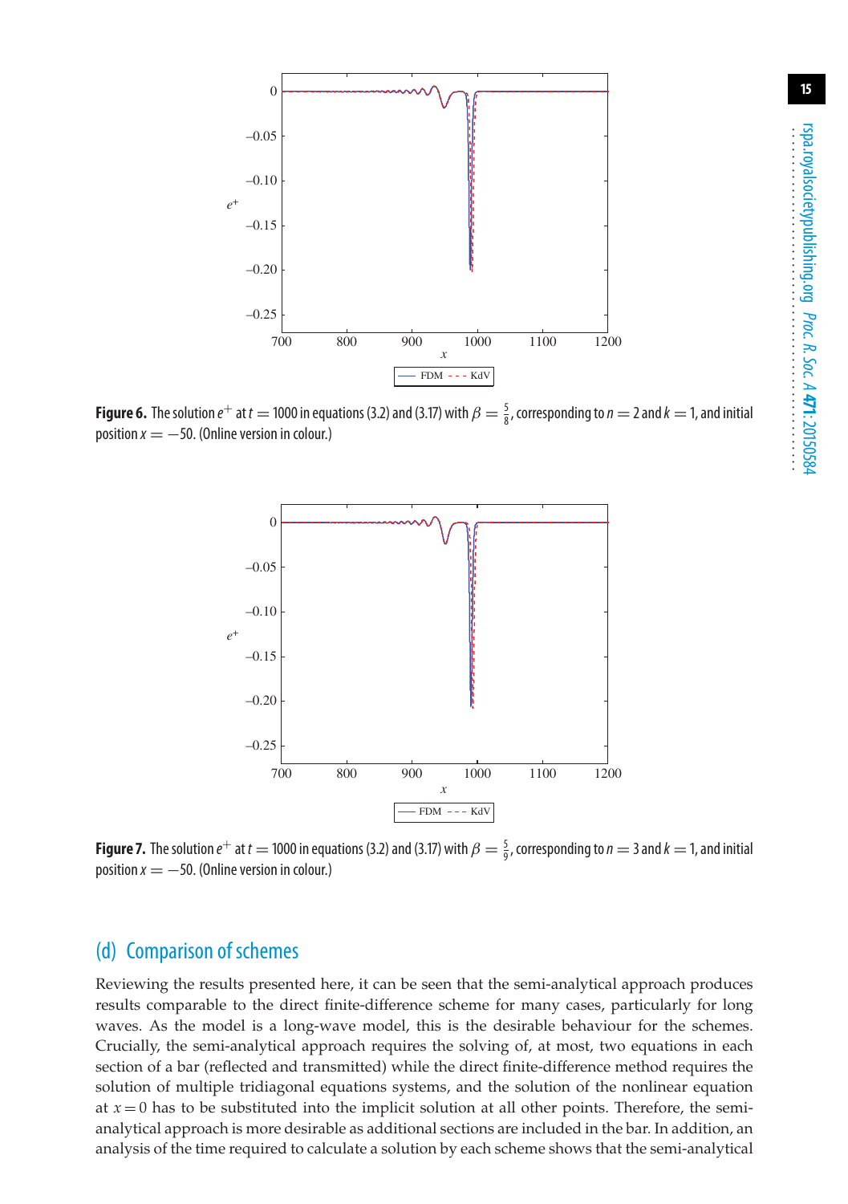**Figure 6.** The solution $e^+$ at $t = 1000$ in equations (3.2) and (3.17) with $\beta = \frac{5}{8}$, corresponding to $n = 2$ and $k = 1$, and initial position $x = -50$. (Online version in colour.)

**Figure 7.** The solution $e^+$ at $t = 1000$ in equations (3.2) and (3.17) with $\beta = \frac{5}{9}$, corresponding to $n = 3$ and $k = 1$, and initial position $x = -50$. (Online version in colour.)

## (d) Comparison of schemes

Reviewing the results presented here, it can be seen that the semi-analytical approach produces results comparable to the direct finite-difference scheme for many cases, particularly for long waves. As the model is a long-wave model, this is the desirable behaviour for the schemes. Crucially, the semi-analytical approach requires the solving of, at most, two equations in each section of a bar (reflected and transmitted) while the direct finite-difference method requires the solution of multiple tridiagonal equations systems, and the solution of the nonlinear equation at $x = 0$ has to be substituted into the implicit solution at all other points. Therefore, the semi-analytical approach is more desirable as additional sections are included in the bar. In addition, an analysis of the time required to calculate a solution by each scheme shows that the semi-analytical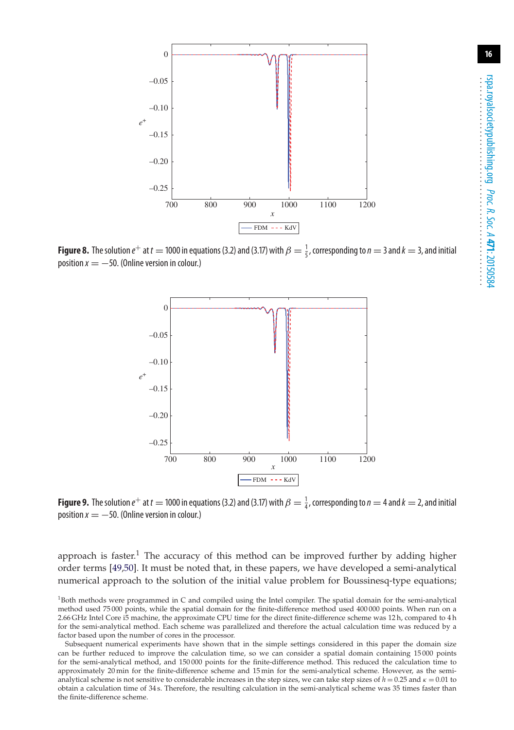**Figure 8.** The solution $e^+$ at $t = 1000$ in equations (3.2) and (3.17) with $\beta = \frac{1}{5}$, corresponding to $n = 3$ and $k = 3$, and initial position $x = -50$. (Online version in colour.)

**Figure 9.** The solution $e^+$ at $t = 1000$ in equations (3.2) and (3.17) with $\beta = \frac{1}{4}$, corresponding to $n = 4$ and $k = 2$, and initial position $x = -50$. (Online version in colour.)

approach is faster.[1] The accuracy of this method can be improved further by adding higher order terms [49,50]. It must be noted that, in these papers, we have developed a semi-analytical numerical approach to the solution of the initial value problem for Boussinesq-type equations;

[1]Both methods were programmed in C and compiled using the Intel compiler. The spatial domain for the semi-analytical method used 75 000 points, while the spatial domain for the finite-difference method used 400 000 points. When run on a 2.66 GHz Intel Core i5 machine, the approximate CPU time for the direct finite-difference scheme was 12 h, compared to 4 h for the semi-analytical method. Each scheme was parallelized and therefore the actual calculation time was reduced by a factor based upon the number of cores in the processor.

Subsequent numerical experiments have shown that in the simple settings considered in this paper the domain size can be further reduced to improve the calculation time, so we can consider a spatial domain containing 15 000 points for the semi-analytical method, and 150 000 points for the finite-difference method. This reduced the calculation time to approximately 20 min for the finite-difference scheme and 15 min for the semi-analytical scheme. However, as the semi-analytical scheme is not sensitive to considerable increases in the step sizes, we can take step sizes of $h = 0.25$ and $\kappa = 0.01$ to obtain a calculation time of 34 s. Therefore, the resulting calculation in the semi-analytical scheme was 35 times faster than the finite-difference scheme.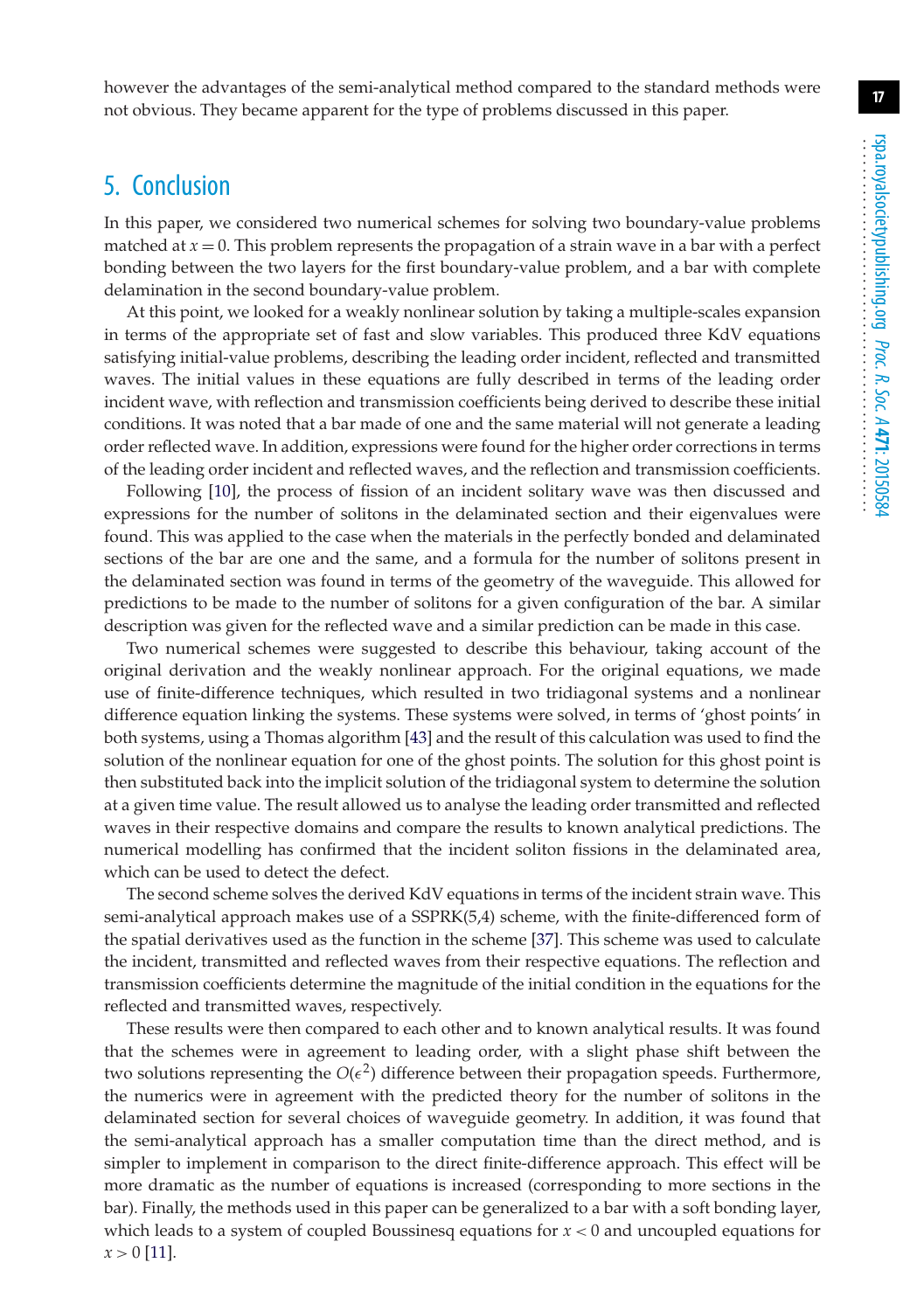however the advantages of the semi-analytical method compared to the standard methods were not obvious. They became apparent for the type of problems discussed in this paper.

## 5. Conclusion

In this paper, we considered two numerical schemes for solving two boundary-value problems matched at $x = 0$. This problem represents the propagation of a strain wave in a bar with a perfect bonding between the two layers for the first boundary-value problem, and a bar with complete delamination in the second boundary-value problem.

At this point, we looked for a weakly nonlinear solution by taking a multiple-scales expansion in terms of the appropriate set of fast and slow variables. This produced three KdV equations satisfying initial-value problems, describing the leading order incident, reflected and transmitted waves. The initial values in these equations are fully described in terms of the leading order incident wave, with reflection and transmission coefficients being derived to describe these initial conditions. It was noted that a bar made of one and the same material will not generate a leading order reflected wave. In addition, expressions were found for the higher order corrections in terms of the leading order incident and reflected waves, and the reflection and transmission coefficients.

Following [10], the process of fission of an incident solitary wave was then discussed and expressions for the number of solitons in the delaminated section and their eigenvalues were found. This was applied to the case when the materials in the perfectly bonded and delaminated sections of the bar are one and the same, and a formula for the number of solitons present in the delaminated section was found in terms of the geometry of the waveguide. This allowed for predictions to be made to the number of solitons for a given configuration of the bar. A similar description was given for the reflected wave and a similar prediction can be made in this case.

Two numerical schemes were suggested to describe this behaviour, taking account of the original derivation and the weakly nonlinear approach. For the original equations, we made use of finite-difference techniques, which resulted in two tridiagonal systems and a nonlinear difference equation linking the systems. These systems were solved, in terms of 'ghost points' in both systems, using a Thomas algorithm [43] and the result of this calculation was used to find the solution of the nonlinear equation for one of the ghost points. The solution for this ghost point is then substituted back into the implicit solution of the tridiagonal system to determine the solution at a given time value. The result allowed us to analyse the leading order transmitted and reflected waves in their respective domains and compare the results to known analytical predictions. The numerical modelling has confirmed that the incident soliton fissions in the delaminated area, which can be used to detect the defect.

The second scheme solves the derived KdV equations in terms of the incident strain wave. This semi-analytical approach makes use of a SSPRK(5,4) scheme, with the finite-differenced form of the spatial derivatives used as the function in the scheme [37]. This scheme was used to calculate the incident, transmitted and reflected waves from their respective equations. The reflection and transmission coefficients determine the magnitude of the initial condition in the equations for the reflected and transmitted waves, respectively.

These results were then compared to each other and to known analytical results. It was found that the schemes were in agreement to leading order, with a slight phase shift between the two solutions representing the $O(\epsilon^2)$ difference between their propagation speeds. Furthermore, the numerics were in agreement with the predicted theory for the number of solitons in the delaminated section for several choices of waveguide geometry. In addition, it was found that the semi-analytical approach has a smaller computation time than the direct method, and is simpler to implement in comparison to the direct finite-difference approach. This effect will be more dramatic as the number of equations is increased (corresponding to more sections in the bar). Finally, the methods used in this paper can be generalized to a bar with a soft bonding layer, which leads to a system of coupled Boussinesq equations for $x < 0$ and uncoupled equations for $x > 0$ [11].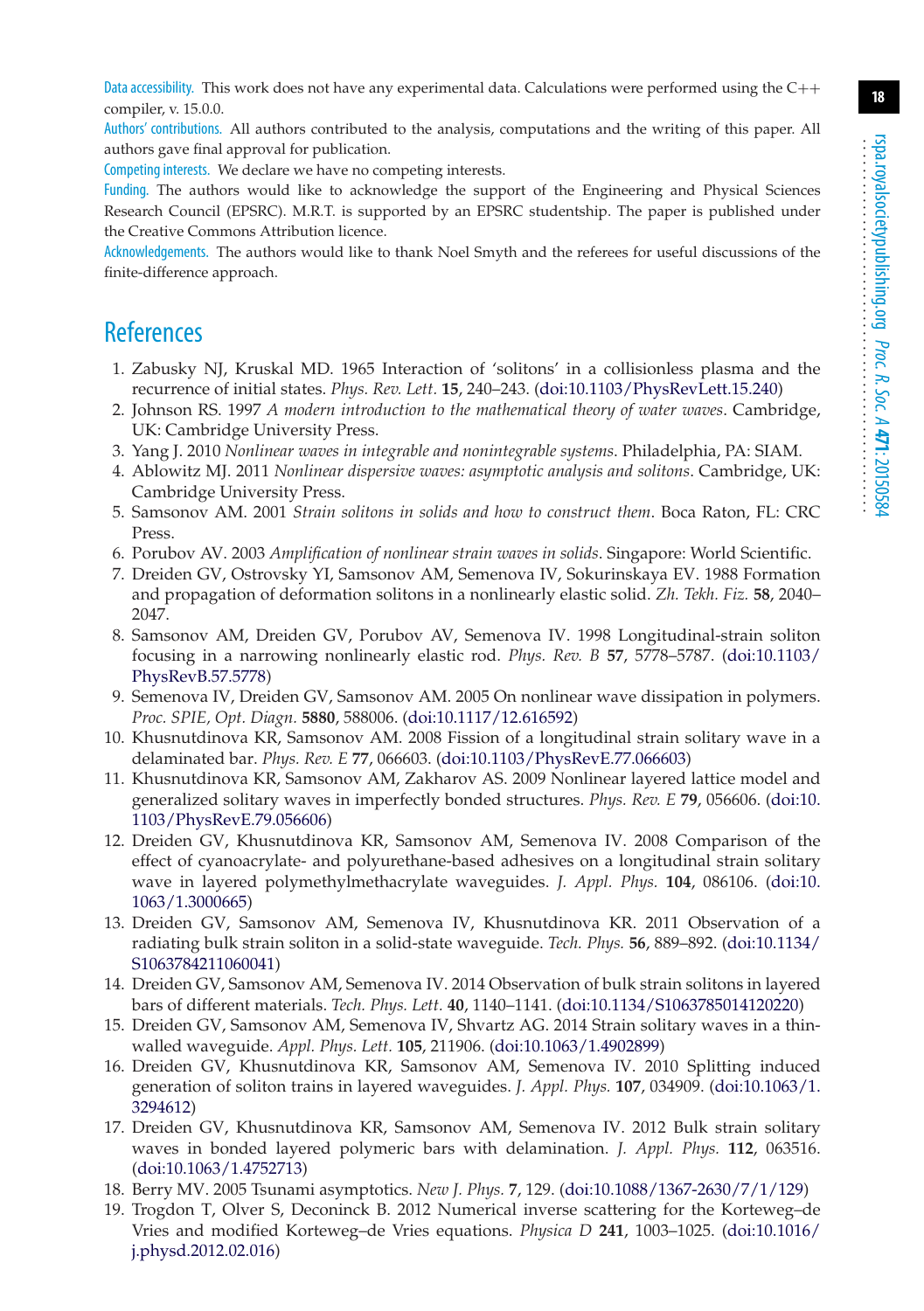Data accessibility. This work does not have any experimental data. Calculations were performed using the C++ compiler, v. 15.0.0.

Authors' contributions. All authors contributed to the analysis, computations and the writing of this paper. All authors gave final approval for publication.

Competing interests. We declare we have no competing interests.

Funding. The authors would like to acknowledge the support of the Engineering and Physical Sciences Research Council (EPSRC). M.R.T. is supported by an EPSRC studentship. The paper is published under the Creative Commons Attribution licence.

Acknowledgements. The authors would like to thank Noel Smyth and the referees for useful discussions of the finite-difference approach.

# References

1. Zabusky NJ, Kruskal MD. 1965 Interaction of 'solitons' in a collisionless plasma and the recurrence of initial states. *Phys. Rev. Lett.* **15**, 240–243. (doi:10.1103/PhysRevLett.15.240)
2. Johnson RS. 1997 *A modern introduction to the mathematical theory of water waves*. Cambridge, UK: Cambridge University Press.
3. Yang J. 2010 *Nonlinear waves in integrable and nonintegrable systems*. Philadelphia, PA: SIAM.
4. Ablowitz MJ. 2011 *Nonlinear dispersive waves: asymptotic analysis and solitons*. Cambridge, UK: Cambridge University Press.
5. Samsonov AM. 2001 *Strain solitons in solids and how to construct them*. Boca Raton, FL: CRC Press.
6. Porubov AV. 2003 *Amplification of nonlinear strain waves in solids*. Singapore: World Scientific.
7. Dreiden GV, Ostrovsky YI, Samsonov AM, Semenova IV, Sokurinskaya EV. 1988 Formation and propagation of deformation solitons in a nonlinearly elastic solid. *Zh. Tekh. Fiz.* **58**, 2040–2047.
8. Samsonov AM, Dreiden GV, Porubov AV, Semenova IV. 1998 Longitudinal-strain soliton focusing in a narrowing nonlinearly elastic rod. *Phys. Rev. B* **57**, 5778–5787. (doi:10.1103/PhysRevB.57.5778)
9. Semenova IV, Dreiden GV, Samsonov AM. 2005 On nonlinear wave dissipation in polymers. *Proc. SPIE, Opt. Diagn.* **5880**, 588006. (doi:10.1117/12.616592)
10. Khusnutdinova KR, Samsonov AM. 2008 Fission of a longitudinal strain solitary wave in a delaminated bar. *Phys. Rev. E* **77**, 066603. (doi:10.1103/PhysRevE.77.066603)
11. Khusnutdinova KR, Samsonov AM, Zakharov AS. 2009 Nonlinear layered lattice model and generalized solitary waves in imperfectly bonded structures. *Phys. Rev. E* **79**, 056606. (doi:10.1103/PhysRevE.79.056606)
12. Dreiden GV, Khusnutdinova KR, Samsonov AM, Semenova IV. 2008 Comparison of the effect of cyanoacrylate- and polyurethane-based adhesives on a longitudinal strain solitary wave in layered polymethylmethacrylate waveguides. *J. Appl. Phys.* **104**, 086106. (doi:10.1063/1.3000665)
13. Dreiden GV, Samsonov AM, Semenova IV, Khusnutdinova KR. 2011 Observation of a radiating bulk strain soliton in a solid-state waveguide. *Tech. Phys.* **56**, 889–892. (doi:10.1134/S1063784211060041)
14. Dreiden GV, Samsonov AM, Semenova IV. 2014 Observation of bulk strain solitons in layered bars of different materials. *Tech. Phys. Lett.* **40**, 1140–1141. (doi:10.1134/S1063785014120220)
15. Dreiden GV, Samsonov AM, Semenova IV, Shvartz AG. 2014 Strain solitary waves in a thin-walled waveguide. *Appl. Phys. Lett.* **105**, 211906. (doi:10.1063/1.4902899)
16. Dreiden GV, Khusnutdinova KR, Samsonov AM, Semenova IV. 2010 Splitting induced generation of soliton trains in layered waveguides. *J. Appl. Phys.* **107**, 034909. (doi:10.1063/1.3294612)
17. Dreiden GV, Khusnutdinova KR, Samsonov AM, Semenova IV. 2012 Bulk strain solitary waves in bonded layered polymeric bars with delamination. *J. Appl. Phys.* **112**, 063516. (doi:10.1063/1.4752713)
18. Berry MV. 2005 Tsunami asymptotics. *New J. Phys.* **7**, 129. (doi:10.1088/1367-2630/7/1/129)
19. Trogdon T, Olver S, Deconinck B. 2012 Numerical inverse scattering for the Korteweg–de Vries and modified Korteweg–de Vries equations. *Physica D* **241**, 1003–1025. (doi:10.1016/j.physd.2012.02.016)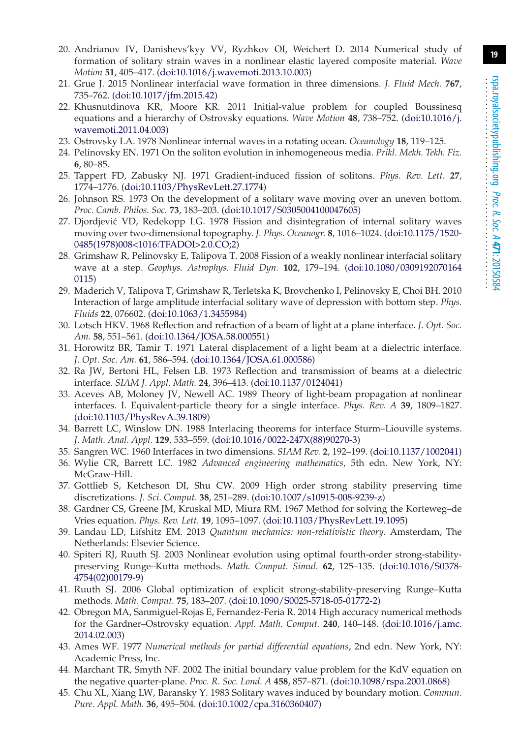20. Andrianov IV, Danishevs'kyy VV, Ryzhkov OI, Weichert D. 2014 Numerical study of formation of solitary strain waves in a nonlinear elastic layered composite material. *Wave Motion* **51**, 405–417. (doi:10.1016/j.wavemoti.2013.10.003)
21. Grue J. 2015 Nonlinear interfacial wave formation in three dimensions. *J. Fluid Mech.* **767**, 735–762. (doi:10.1017/jfm.2015.42)
22. Khusnutdinova KR, Moore KR. 2011 Initial-value problem for coupled Boussinesq equations and a hierarchy of Ostrovsky equations. *Wave Motion* **48**, 738–752. (doi:10.1016/j.wavemoti.2011.04.003)
23. Ostrovsky LA. 1978 Nonlinear internal waves in a rotating ocean. *Oceanology* **18**, 119–125.
24. Pelinovsky EN. 1971 On the soliton evolution in inhomogeneous media. *Prikl. Mekh. Tekh. Fiz.* **6**, 80–85.
25. Tappert FD, Zabusky NJ. 1971 Gradient-induced fission of solitons. *Phys. Rev. Lett.* **27**, 1774–1776. (doi:10.1103/PhysRevLett.27.1774)
26. Johnson RS. 1973 On the development of a solitary wave moving over an uneven bottom. *Proc. Camb. Philos. Soc.* **73**, 183–203. (doi:10.1017/S0305004100047605)
27. Djordjević VD, Redekopp LG. 1978 Fission and disintegration of internal solitary waves moving over two-dimensional topography. *J. Phys. Oceanogr.* **8**, 1016–1024. (doi:10.1175/1520-0485(1978)008<1016:TFADOI>2.0.CO;2)
28. Grimshaw R, Pelinovsky E, Talipova T. 2008 Fission of a weakly nonlinear interfacial solitary wave at a step. *Geophys. Astrophys. Fluid Dyn.* **102**, 179–194. (doi:10.1080/03091920701640115)
29. Maderich V, Talipova T, Grimshaw R, Terletska K, Brovchenko I, Pelinovsky E, Choi BH. 2010 Interaction of large amplitude interfacial solitary wave of depression with bottom step. *Phys. Fluids* **22**, 076602. (doi:10.1063/1.3455984)
30. Lotsch HKV. 1968 Reflection and refraction of a beam of light at a plane interface. *J. Opt. Soc. Am.* **58**, 551–561. (doi:10.1364/JOSA.58.000551)
31. Horowitz BR, Tamir T. 1971 Lateral displacement of a light beam at a dielectric interface. *J. Opt. Soc. Am.* **61**, 586–594. (doi:10.1364/JOSA.61.000586)
32. Ra JW, Bertoni HL, Felsen LB. 1973 Reflection and transmission of beams at a dielectric interface. *SIAM J. Appl. Math.* **24**, 396–413. (doi:10.1137/0124041)
33. Aceves AB, Moloney JV, Newell AC. 1989 Theory of light-beam propagation at nonlinear interfaces. I. Equivalent-particle theory for a single interface. *Phys. Rev. A* **39**, 1809–1827. (doi:10.1103/PhysRevA.39.1809)
34. Barrett LC, Winslow DN. 1988 Interlacing theorems for interface Sturm–Liouville systems. *J. Math. Anal. Appl.* **129**, 533–559. (doi:10.1016/0022-247X(88)90270-3)
35. Sangren WC. 1960 Interfaces in two dimensions. *SIAM Rev.* **2**, 192–199. (doi:10.1137/1002041)
36. Wylie CR, Barrett LC. 1982 *Advanced engineering mathematics*, 5th edn. New York, NY: McGraw-Hill.
37. Gottlieb S, Ketcheson DI, Shu CW. 2009 High order strong stability preserving time discretizations. *J. Sci. Comput.* **38**, 251–289. (doi:10.1007/s10915-008-9239-z)
38. Gardner CS, Greene JM, Kruskal MD, Miura RM. 1967 Method for solving the Korteweg–de Vries equation. *Phys. Rev. Lett.* **19**, 1095–1097. (doi:10.1103/PhysRevLett.19.1095)
39. Landau LD, Lifshitz EM. 2013 *Quantum mechanics: non-relativistic theory*. Amsterdam, The Netherlands: Elsevier Science.
40. Spiteri RJ, Ruuth SJ. 2003 Nonlinear evolution using optimal fourth-order strong-stability-preserving Runge–Kutta methods. *Math. Comput. Simul.* **62**, 125–135. (doi:10.1016/S0378-4754(02)00179-9)
41. Ruuth SJ. 2006 Global optimization of explicit strong-stability-preserving Runge–Kutta methods. *Math. Comput.* **75**, 183–207. (doi:10.1090/S0025-5718-05-01772-2)
42. Obregon MA, Sanmiguel-Rojas E, Fernandez-Feria R. 2014 High accuracy numerical methods for the Gardner–Ostrovsky equation. *Appl. Math. Comput.* **240**, 140–148. (doi:10.1016/j.amc.2014.02.003)
43. Ames WF. 1977 *Numerical methods for partial differential equations*, 2nd edn. New York, NY: Academic Press, Inc.
44. Marchant TR, Smyth NF. 2002 The initial boundary value problem for the KdV equation on the negative quarter-plane. *Proc. R. Soc. Lond. A* **458**, 857–871. (doi:10.1098/rspa.2001.0868)
45. Chu XL, Xiang LW, Baransky Y. 1983 Solitary waves induced by boundary motion. *Commun. Pure. Appl. Math.* **36**, 495–504. (doi:10.1002/cpa.3160360407)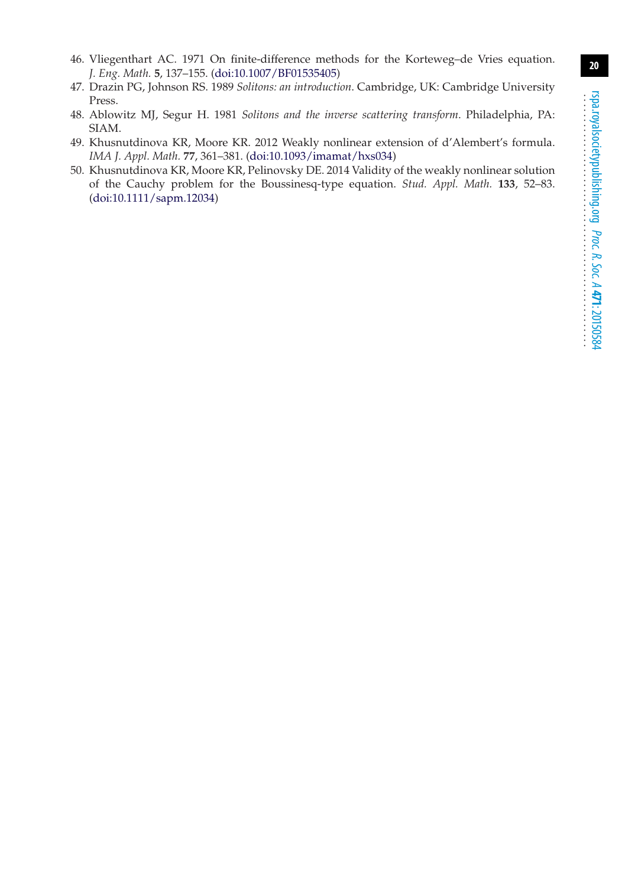46. Vliegenthart AC. 1971 On finite-difference methods for the Korteweg–de Vries equation. *J. Eng. Math.* **5**, 137–155. (doi:10.1007/BF01535405)
47. Drazin PG, Johnson RS. 1989 *Solitons: an introduction*. Cambridge, UK: Cambridge University Press.
48. Ablowitz MJ, Segur H. 1981 *Solitons and the inverse scattering transform*. Philadelphia, PA: SIAM.
49. Khusnutdinova KR, Moore KR. 2012 Weakly nonlinear extension of d'Alembert's formula. *IMA J. Appl. Math.* **77**, 361–381. (doi:10.1093/imamat/hxs034)
50. Khusnutdinova KR, Moore KR, Pelinovsky DE. 2014 Validity of the weakly nonlinear solution of the Cauchy problem for the Boussinesq-type equation. *Stud. Appl. Math.* **133**, 52–83. (doi:10.1111/sapm.12034)